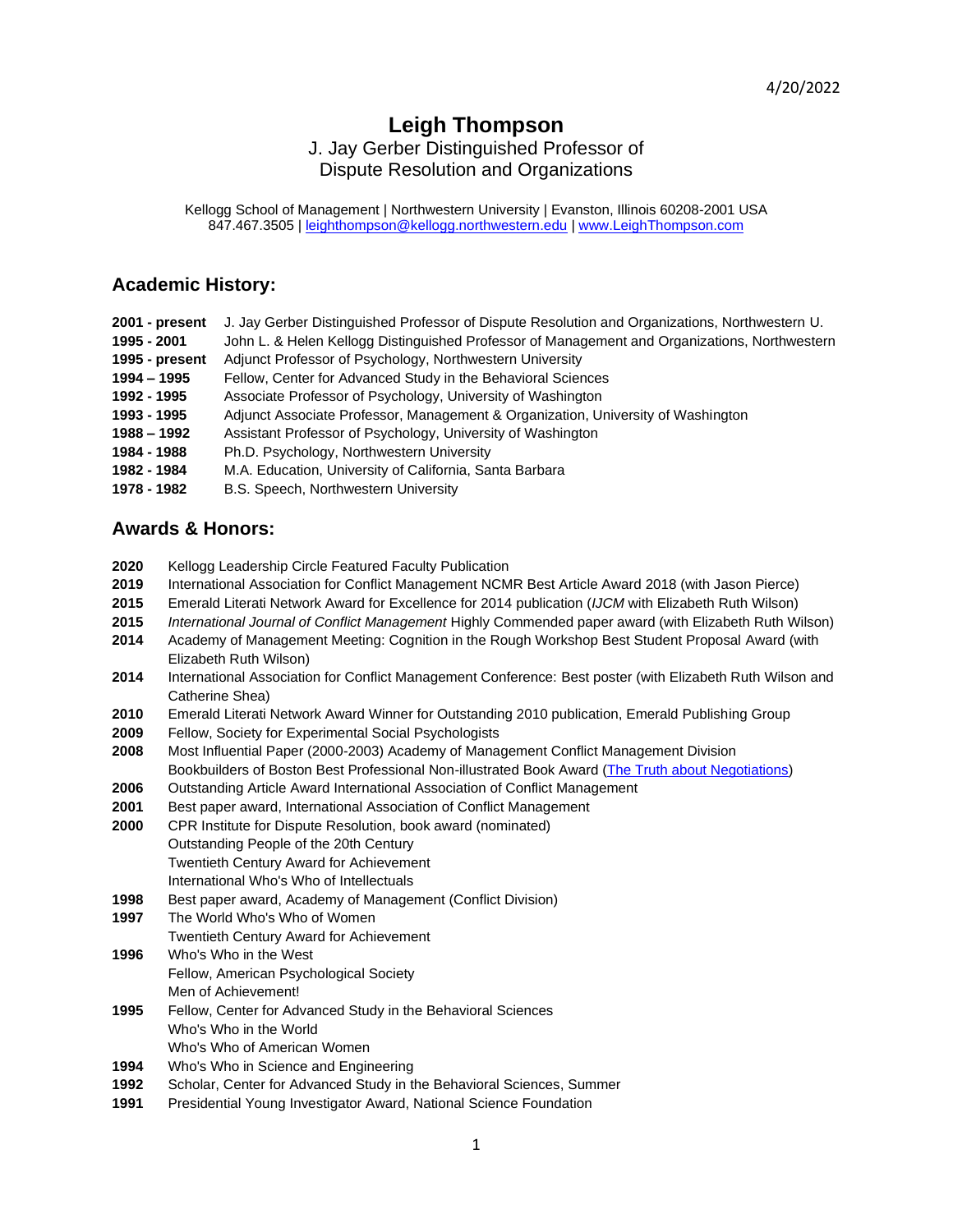4/20/2022

# Leigh Thompson

J. Jay Gerber Distinguished Professor of
Dispute Resolution and Organizations

Kellogg School of Management | Northwestern University | Evanston, Illinois 60208-2001 USA
847.467.3505 | leighthompson@kellogg.northwestern.edu | www.LeighThompson.com

## Academic History:

**2001 - present** J. Jay Gerber Distinguished Professor of Dispute Resolution and Organizations, Northwestern U.
**1995 - 2001** John L. & Helen Kellogg Distinguished Professor of Management and Organizations, Northwestern
**1995 - present** Adjunct Professor of Psychology, Northwestern University
**1994 – 1995** Fellow, Center for Advanced Study in the Behavioral Sciences
**1992 - 1995** Associate Professor of Psychology, University of Washington
**1993 - 1995** Adjunct Associate Professor, Management & Organization, University of Washington
**1988 – 1992** Assistant Professor of Psychology, University of Washington
**1984 - 1988** Ph.D. Psychology, Northwestern University
**1982 - 1984** M.A. Education, University of California, Santa Barbara
**1978 - 1982** B.S. Speech, Northwestern University

## Awards & Honors:

**2020** Kellogg Leadership Circle Featured Faculty Publication
**2019** International Association for Conflict Management NCMR Best Article Award 2018 (with Jason Pierce)
**2015** Emerald Literati Network Award for Excellence for 2014 publication (*IJCM* with Elizabeth Ruth Wilson)
**2015** *International Journal of Conflict Management* Highly Commended paper award (with Elizabeth Ruth Wilson)
**2014** Academy of Management Meeting: Cognition in the Rough Workshop Best Student Proposal Award (with Elizabeth Ruth Wilson)
**2014** International Association for Conflict Management Conference: Best poster (with Elizabeth Ruth Wilson and Catherine Shea)
**2010** Emerald Literati Network Award Winner for Outstanding 2010 publication, Emerald Publishing Group
**2009** Fellow, Society for Experimental Social Psychologists
**2008** Most Influential Paper (2000-2003) Academy of Management Conflict Management Division
Bookbuilders of Boston Best Professional Non-illustrated Book Award (The Truth about Negotiations)
**2006** Outstanding Article Award International Association of Conflict Management
**2001** Best paper award, International Association of Conflict Management
**2000** CPR Institute for Dispute Resolution, book award (nominated)
Outstanding People of the 20th Century
Twentieth Century Award for Achievement
International Who's Who of Intellectuals
**1998** Best paper award, Academy of Management (Conflict Division)
**1997** The World Who's Who of Women
Twentieth Century Award for Achievement
**1996** Who's Who in the West
Fellow, American Psychological Society
Men of Achievement!
**1995** Fellow, Center for Advanced Study in the Behavioral Sciences
Who's Who in the World
Who's Who of American Women
**1994** Who's Who in Science and Engineering
**1992** Scholar, Center for Advanced Study in the Behavioral Sciences, Summer
**1991** Presidential Young Investigator Award, National Science Foundation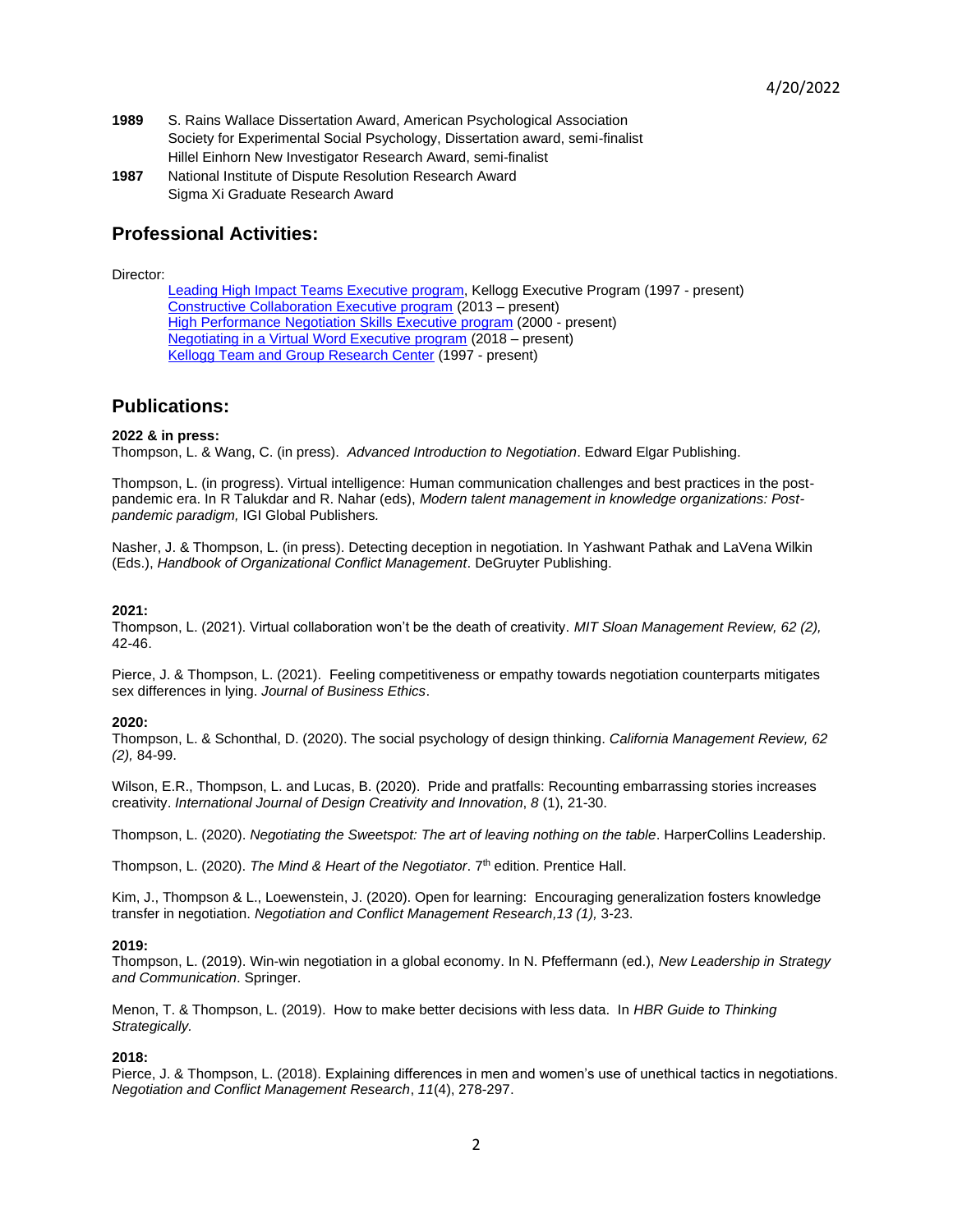**1989** S. Rains Wallace Dissertation Award, American Psychological Association
Society for Experimental Social Psychology, Dissertation award, semi-finalist
Hillel Einhorn New Investigator Research Award, semi-finalist

**1987** National Institute of Dispute Resolution Research Award
Sigma Xi Graduate Research Award

## Professional Activities:

Director:

- Leading High Impact Teams Executive program, Kellogg Executive Program (1997 - present)
- Constructive Collaboration Executive program (2013 – present)
- High Performance Negotiation Skills Executive program (2000 - present)
- Negotiating in a Virtual Word Executive program (2018 – present)
- Kellogg Team and Group Research Center (1997 - present)

## Publications:

**2022 & in press:**

Thompson, L. & Wang, C. (in press). *Advanced Introduction to Negotiation*. Edward Elgar Publishing.

Thompson, L. (in progress). Virtual intelligence: Human communication challenges and best practices in the post-pandemic era. In R Talukdar and R. Nahar (eds), *Modern talent management in knowledge organizations: Post-pandemic paradigm,* IGI Global Publishers.

Nasher, J. & Thompson, L. (in press). Detecting deception in negotiation. In Yashwant Pathak and LaVena Wilkin (Eds.), *Handbook of Organizational Conflict Management*. DeGruyter Publishing.

**2021:**

Thompson, L. (2021). Virtual collaboration won't be the death of creativity. *MIT Sloan Management Review, 62 (2),* 42-46.

Pierce, J. & Thompson, L. (2021). Feeling competitiveness or empathy towards negotiation counterparts mitigates sex differences in lying. *Journal of Business Ethics*.

**2020:**

Thompson, L. & Schonthal, D. (2020). The social psychology of design thinking. *California Management Review, 62 (2),* 84-99.

Wilson, E.R., Thompson, L. and Lucas, B. (2020). Pride and pratfalls: Recounting embarrassing stories increases creativity. *International Journal of Design Creativity and Innovation*, *8* (1), 21-30.

Thompson, L. (2020). *Negotiating the Sweetspot: The art of leaving nothing on the table*. HarperCollins Leadership.

Thompson, L. (2020). *The Mind & Heart of the Negotiator*. 7th edition. Prentice Hall.

Kim, J., Thompson & L., Loewenstein, J. (2020). Open for learning: Encouraging generalization fosters knowledge transfer in negotiation. *Negotiation and Conflict Management Research,13 (1),* 3-23.

**2019:**

Thompson, L. (2019). Win-win negotiation in a global economy. In N. Pfeffermann (ed.), *New Leadership in Strategy and Communication*. Springer.

Menon, T. & Thompson, L. (2019). How to make better decisions with less data. In *HBR Guide to Thinking Strategically.*

**2018:**

Pierce, J. & Thompson, L. (2018). Explaining differences in men and women's use of unethical tactics in negotiations. *Negotiation and Conflict Management Research*, *11*(4), 278-297.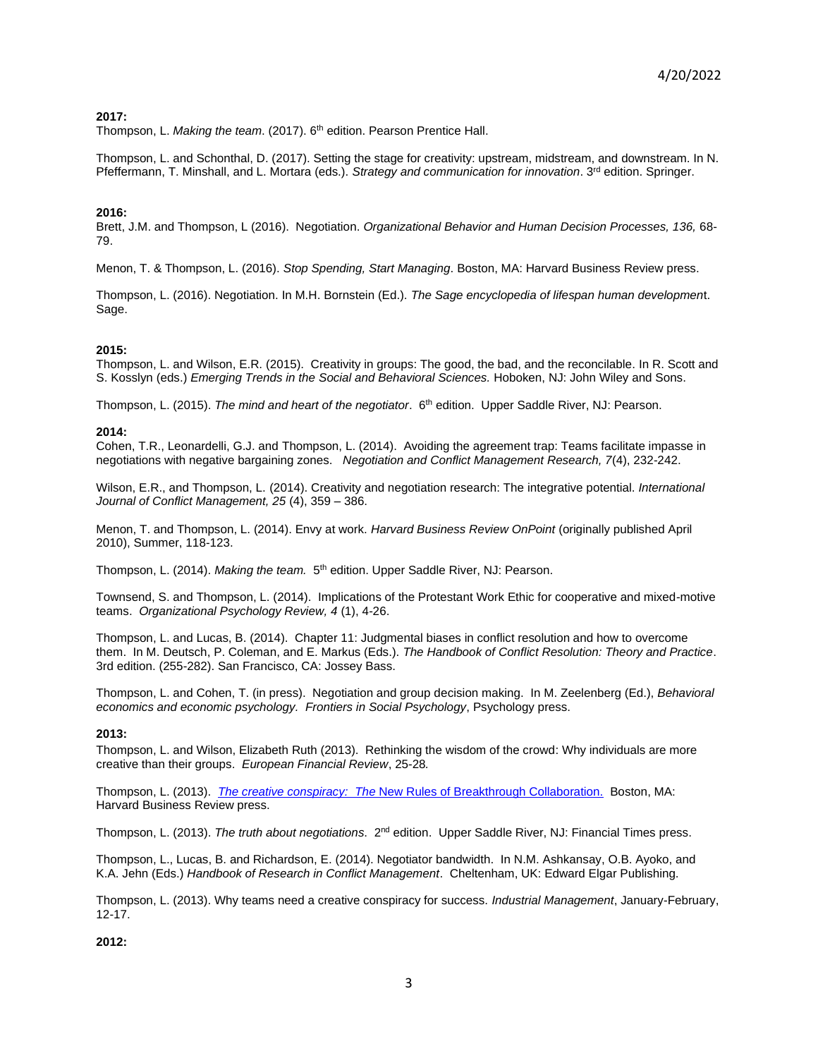**2017:**
Thompson, L. *Making the team*. (2017). 6th edition. Pearson Prentice Hall.

Thompson, L. and Schonthal, D. (2017). Setting the stage for creativity: upstream, midstream, and downstream. In N. Pfeffermann, T. Minshall, and L. Mortara (eds.). *Strategy and communication for innovation*. 3rd edition. Springer.

**2016:**
Brett, J.M. and Thompson, L (2016). Negotiation. *Organizational Behavior and Human Decision Processes, 136,* 68-79.

Menon, T. & Thompson, L. (2016). *Stop Spending, Start Managing*. Boston, MA: Harvard Business Review press.

Thompson, L. (2016). Negotiation. In M.H. Bornstein (Ed.). *The Sage encyclopedia of lifespan human development*. Sage.

**2015:**
Thompson, L. and Wilson, E.R. (2015). Creativity in groups: The good, the bad, and the reconcilable. In R. Scott and S. Kosslyn (eds.) *Emerging Trends in the Social and Behavioral Sciences.* Hoboken, NJ: John Wiley and Sons.

Thompson, L. (2015). *The mind and heart of the negotiator*. 6th edition. Upper Saddle River, NJ: Pearson.

**2014:**
Cohen, T.R., Leonardelli, G.J. and Thompson, L. (2014). Avoiding the agreement trap: Teams facilitate impasse in negotiations with negative bargaining zones. *Negotiation and Conflict Management Research, 7*(4), 232-242.

Wilson, E.R., and Thompson, L. (2014). Creativity and negotiation research: The integrative potential. *International Journal of Conflict Management, 25* (4), 359 – 386.

Menon, T. and Thompson, L. (2014). Envy at work. *Harvard Business Review OnPoint* (originally published April 2010), Summer, 118-123.

Thompson, L. (2014). *Making the team.* 5th edition. Upper Saddle River, NJ: Pearson.

Townsend, S. and Thompson, L. (2014). Implications of the Protestant Work Ethic for cooperative and mixed-motive teams. *Organizational Psychology Review, 4* (1), 4-26.

Thompson, L. and Lucas, B. (2014). Chapter 11: Judgmental biases in conflict resolution and how to overcome them. In M. Deutsch, P. Coleman, and E. Markus (Eds.). *The Handbook of Conflict Resolution: Theory and Practice*. 3rd edition. (255-282). San Francisco, CA: Jossey Bass.

Thompson, L. and Cohen, T. (in press). Negotiation and group decision making. In M. Zeelenberg (Ed.), *Behavioral economics and economic psychology. Frontiers in Social Psychology*, Psychology press.

**2013:**
Thompson, L. and Wilson, Elizabeth Ruth (2013). Rethinking the wisdom of the crowd: Why individuals are more creative than their groups. *European Financial Review*, 25-28*.*

Thompson, L. (2013). *The creative conspiracy: The* New Rules of Breakthrough Collaboration. Boston, MA: Harvard Business Review press.

Thompson, L. (2013). *The truth about negotiations*. 2nd edition. Upper Saddle River, NJ: Financial Times press.

Thompson, L., Lucas, B. and Richardson, E. (2014). Negotiator bandwidth. In N.M. Ashkansay, O.B. Ayoko, and K.A. Jehn (Eds.) *Handbook of Research in Conflict Management*. Cheltenham, UK: Edward Elgar Publishing.

Thompson, L. (2013). Why teams need a creative conspiracy for success. *Industrial Management*, January-February, 12-17.

**2012:**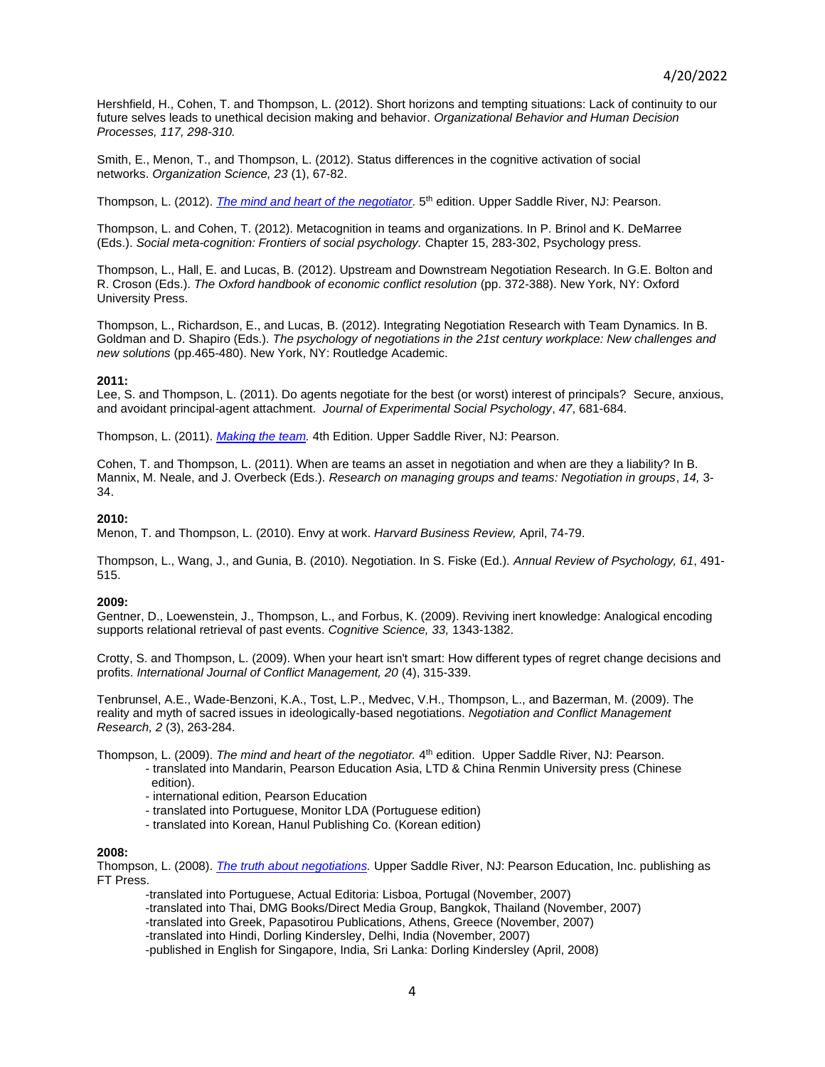Hershfield, H., Cohen, T. and Thompson, L. (2012). Short horizons and tempting situations: Lack of continuity to our future selves leads to unethical decision making and behavior. *Organizational Behavior and Human Decision Processes, 117, 298-310.*

Smith, E., Menon, T., and Thompson, L. (2012). Status differences in the cognitive activation of social networks. *Organization Science, 23* (1), 67-82.

Thompson, L. (2012). *The mind and heart of the negotiator.* 5th edition. Upper Saddle River, NJ: Pearson.

Thompson, L. and Cohen, T. (2012). Metacognition in teams and organizations. In P. Brinol and K. DeMarree (Eds.). *Social meta-cognition: Frontiers of social psychology.* Chapter 15, 283-302, Psychology press.

Thompson, L., Hall, E. and Lucas, B. (2012). Upstream and Downstream Negotiation Research. In G.E. Bolton and R. Croson (Eds.). *The Oxford handbook of economic conflict resolution* (pp. 372-388). New York, NY: Oxford University Press.

Thompson, L., Richardson, E., and Lucas, B. (2012). Integrating Negotiation Research with Team Dynamics. In B. Goldman and D. Shapiro (Eds.). *The psychology of negotiations in the 21st century workplace: New challenges and new solutions* (pp.465-480). New York, NY: Routledge Academic.

**2011:**

Lee, S. and Thompson, L. (2011). Do agents negotiate for the best (or worst) interest of principals? Secure, anxious, and avoidant principal-agent attachment. *Journal of Experimental Social Psychology*, *47*, 681-684.

Thompson, L. (2011). *Making the team.* 4th Edition. Upper Saddle River, NJ: Pearson.

Cohen, T. and Thompson, L. (2011). When are teams an asset in negotiation and when are they a liability? In B. Mannix, M. Neale, and J. Overbeck (Eds.). *Research on managing groups and teams: Negotiation in groups*, *14,* 3-34.

**2010:**

Menon, T. and Thompson, L. (2010). Envy at work. *Harvard Business Review,* April, 74-79.

Thompson, L., Wang, J., and Gunia, B. (2010). Negotiation. In S. Fiske (Ed.). *Annual Review of Psychology, 61*, 491-515.

**2009:**

Gentner, D., Loewenstein, J., Thompson, L., and Forbus, K. (2009). Reviving inert knowledge: Analogical encoding supports relational retrieval of past events. *Cognitive Science, 33,* 1343-1382.

Crotty, S. and Thompson, L. (2009). When your heart isn't smart: How different types of regret change decisions and profits. *International Journal of Conflict Management, 20* (4), 315-339.

Tenbrunsel, A.E., Wade-Benzoni, K.A., Tost, L.P., Medvec, V.H., Thompson, L., and Bazerman, M. (2009). The reality and myth of sacred issues in ideologically-based negotiations. *Negotiation and Conflict Management Research, 2* (3), 263-284.

Thompson, L. (2009). *The mind and heart of the negotiator.* 4th edition. Upper Saddle River, NJ: Pearson.

- translated into Mandarin, Pearson Education Asia, LTD & China Renmin University press (Chinese edition).
- international edition, Pearson Education
- translated into Portuguese, Monitor LDA (Portuguese edition)
- translated into Korean, Hanul Publishing Co. (Korean edition)

**2008:**

Thompson, L. (2008). *The truth about negotiations.* Upper Saddle River, NJ: Pearson Education, Inc. publishing as FT Press.

- translated into Portuguese, Actual Editoria: Lisboa, Portugal (November, 2007)
- translated into Thai, DMG Books/Direct Media Group, Bangkok, Thailand (November, 2007)
- translated into Greek, Papasotirou Publications, Athens, Greece (November, 2007)
- translated into Hindi, Dorling Kindersley, Delhi, India (November, 2007)
- published in English for Singapore, India, Sri Lanka: Dorling Kindersley (April, 2008)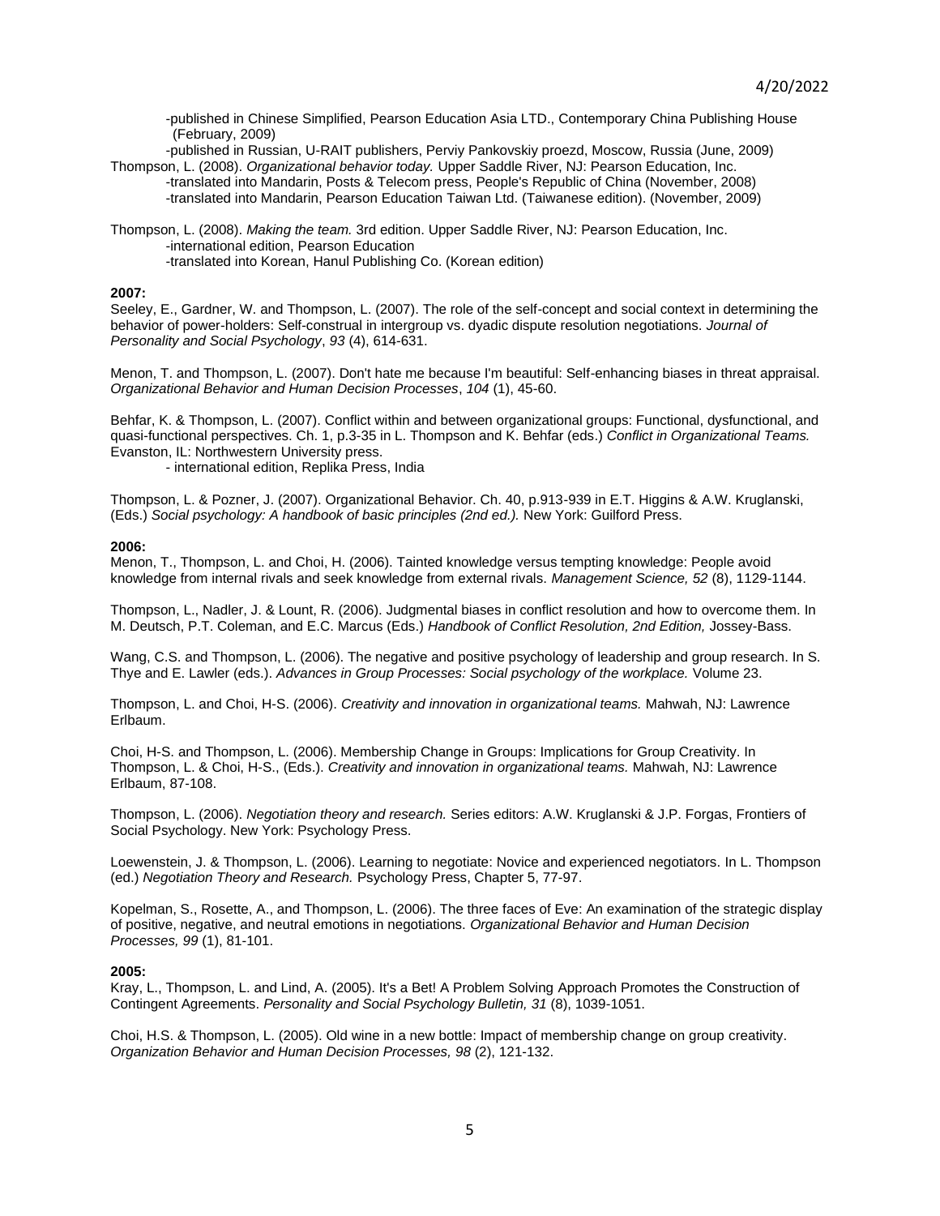-published in Chinese Simplified, Pearson Education Asia LTD., Contemporary China Publishing House (February, 2009)

-published in Russian, U-RAIT publishers, Perviy Pankovskiy proezd, Moscow, Russia (June, 2009)

Thompson, L. (2008). *Organizational behavior today.* Upper Saddle River, NJ: Pearson Education, Inc.

-translated into Mandarin, Posts & Telecom press, People's Republic of China (November, 2008)

-translated into Mandarin, Pearson Education Taiwan Ltd. (Taiwanese edition). (November, 2009)

Thompson, L. (2008). *Making the team.* 3rd edition. Upper Saddle River, NJ: Pearson Education, Inc.

-international edition, Pearson Education

-translated into Korean, Hanul Publishing Co. (Korean edition)

**2007:**

Seeley, E., Gardner, W. and Thompson, L. (2007). The role of the self-concept and social context in determining the behavior of power-holders: Self-construal in intergroup vs. dyadic dispute resolution negotiations. *Journal of Personality and Social Psychology*, *93* (4), 614-631.

Menon, T. and Thompson, L. (2007). Don't hate me because I'm beautiful: Self-enhancing biases in threat appraisal. *Organizational Behavior and Human Decision Processes*, *104* (1), 45-60.

Behfar, K. & Thompson, L. (2007). Conflict within and between organizational groups: Functional, dysfunctional, and quasi-functional perspectives. Ch. 1, p.3-35 in L. Thompson and K. Behfar (eds.) *Conflict in Organizational Teams.* Evanston, IL: Northwestern University press.

- international edition, Replika Press, India

Thompson, L. & Pozner, J. (2007). Organizational Behavior. Ch. 40, p.913-939 in E.T. Higgins & A.W. Kruglanski, (Eds.) *Social psychology: A handbook of basic principles (2nd ed.).* New York: Guilford Press.

**2006:**

Menon, T., Thompson, L. and Choi, H. (2006). Tainted knowledge versus tempting knowledge: People avoid knowledge from internal rivals and seek knowledge from external rivals. *Management Science, 52* (8), 1129-1144.

Thompson, L., Nadler, J. & Lount, R. (2006). Judgmental biases in conflict resolution and how to overcome them. In M. Deutsch, P.T. Coleman, and E.C. Marcus (Eds.) *Handbook of Conflict Resolution, 2nd Edition,* Jossey-Bass.

Wang, C.S. and Thompson, L. (2006). The negative and positive psychology of leadership and group research. In S. Thye and E. Lawler (eds.). *Advances in Group Processes: Social psychology of the workplace.* Volume 23.

Thompson, L. and Choi, H-S. (2006). *Creativity and innovation in organizational teams.* Mahwah, NJ: Lawrence Erlbaum.

Choi, H-S. and Thompson, L. (2006). Membership Change in Groups: Implications for Group Creativity. In Thompson, L. & Choi, H-S., (Eds.). *Creativity and innovation in organizational teams.* Mahwah, NJ: Lawrence Erlbaum, 87-108.

Thompson, L. (2006). *Negotiation theory and research.* Series editors: A.W. Kruglanski & J.P. Forgas, Frontiers of Social Psychology. New York: Psychology Press.

Loewenstein, J. & Thompson, L. (2006). Learning to negotiate: Novice and experienced negotiators. In L. Thompson (ed.) *Negotiation Theory and Research.* Psychology Press, Chapter 5, 77-97.

Kopelman, S., Rosette, A., and Thompson, L. (2006). The three faces of Eve: An examination of the strategic display of positive, negative, and neutral emotions in negotiations. *Organizational Behavior and Human Decision Processes, 99* (1), 81-101.

**2005:**

Kray, L., Thompson, L. and Lind, A. (2005). It's a Bet! A Problem Solving Approach Promotes the Construction of Contingent Agreements. *Personality and Social Psychology Bulletin, 31* (8), 1039-1051.

Choi, H.S. & Thompson, L. (2005). Old wine in a new bottle: Impact of membership change on group creativity. *Organization Behavior and Human Decision Processes, 98* (2), 121-132.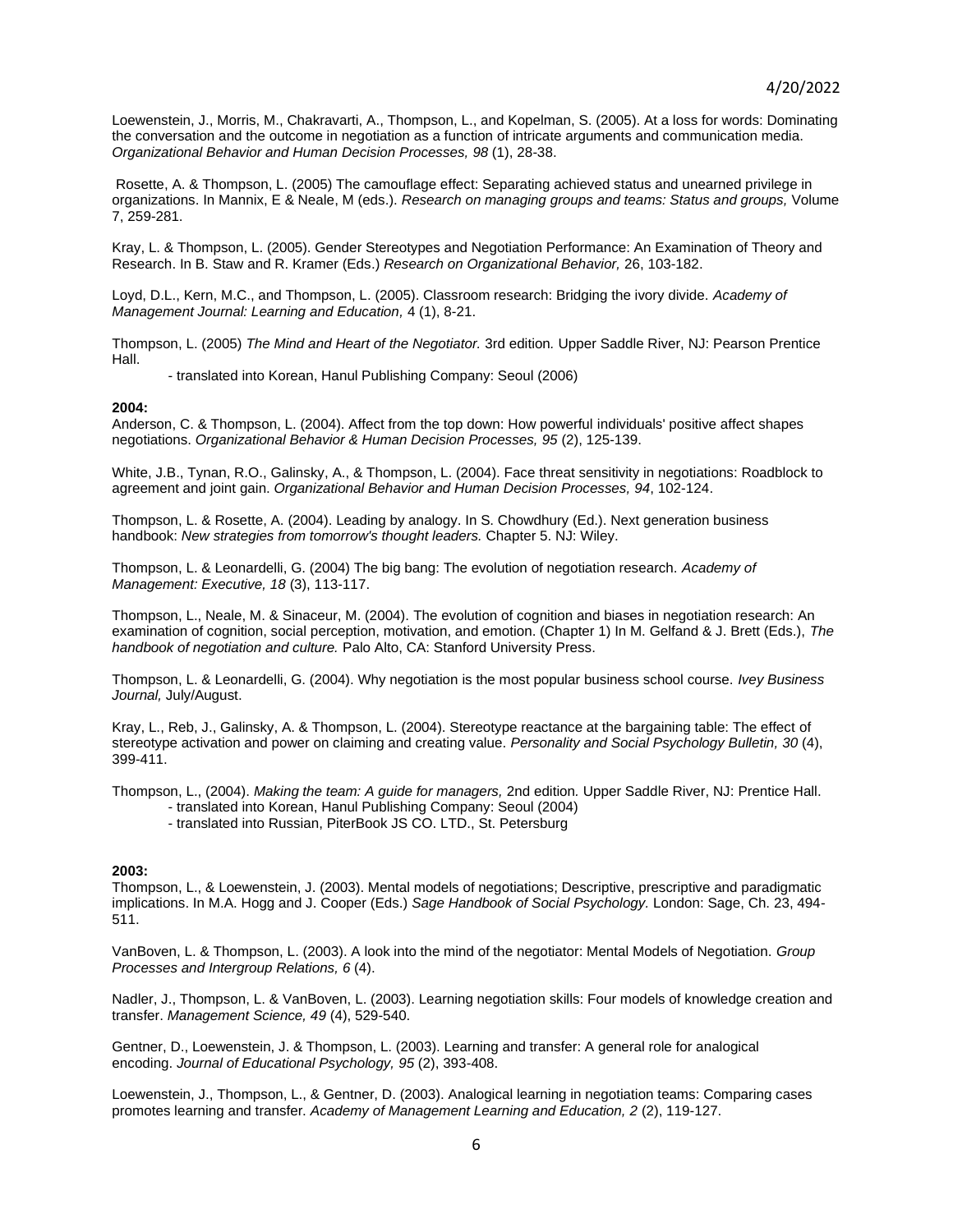Loewenstein, J., Morris, M., Chakravarti, A., Thompson, L., and Kopelman, S. (2005). At a loss for words: Dominating the conversation and the outcome in negotiation as a function of intricate arguments and communication media. *Organizational Behavior and Human Decision Processes, 98* (1), 28-38.

Rosette, A. & Thompson, L. (2005) The camouflage effect: Separating achieved status and unearned privilege in organizations. In Mannix, E & Neale, M (eds.). *Research on managing groups and teams: Status and groups,* Volume 7, 259-281.

Kray, L. & Thompson, L. (2005). Gender Stereotypes and Negotiation Performance: An Examination of Theory and Research. In B. Staw and R. Kramer (Eds.) *Research on Organizational Behavior,* 26, 103-182.

Loyd, D.L., Kern, M.C., and Thompson, L. (2005). Classroom research: Bridging the ivory divide. *Academy of Management Journal: Learning and Education,* 4 (1), 8-21.

Thompson, L. (2005) *The Mind and Heart of the Negotiator.* 3rd edition. Upper Saddle River, NJ: Pearson Prentice Hall.

- translated into Korean, Hanul Publishing Company: Seoul (2006)

**2004:**

Anderson, C. & Thompson, L. (2004). Affect from the top down: How powerful individuals' positive affect shapes negotiations. *Organizational Behavior & Human Decision Processes, 95* (2), 125-139.

White, J.B., Tynan, R.O., Galinsky, A., & Thompson, L. (2004). Face threat sensitivity in negotiations: Roadblock to agreement and joint gain. *Organizational Behavior and Human Decision Processes, 94*, 102-124.

Thompson, L. & Rosette, A. (2004). Leading by analogy. In S. Chowdhury (Ed.). Next generation business handbook: *New strategies from tomorrow's thought leaders.* Chapter 5. NJ: Wiley.

Thompson, L. & Leonardelli, G. (2004) The big bang: The evolution of negotiation research. *Academy of Management: Executive, 18* (3), 113-117.

Thompson, L., Neale, M. & Sinaceur, M. (2004). The evolution of cognition and biases in negotiation research: An examination of cognition, social perception, motivation, and emotion. (Chapter 1) In M. Gelfand & J. Brett (Eds.), *The handbook of negotiation and culture.* Palo Alto, CA: Stanford University Press.

Thompson, L. & Leonardelli, G. (2004). Why negotiation is the most popular business school course. *Ivey Business Journal,* July/August.

Kray, L., Reb, J., Galinsky, A. & Thompson, L. (2004). Stereotype reactance at the bargaining table: The effect of stereotype activation and power on claiming and creating value. *Personality and Social Psychology Bulletin, 30* (4), 399-411.

Thompson, L., (2004). *Making the team: A guide for managers,* 2nd edition. Upper Saddle River, NJ: Prentice Hall.

- translated into Korean, Hanul Publishing Company: Seoul (2004)
- translated into Russian, PiterBook JS CO. LTD., St. Petersburg

**2003:**

Thompson, L., & Loewenstein, J. (2003). Mental models of negotiations; Descriptive, prescriptive and paradigmatic implications. In M.A. Hogg and J. Cooper (Eds.) *Sage Handbook of Social Psychology.* London: Sage, Ch. 23, 494-511.

VanBoven, L. & Thompson, L. (2003). A look into the mind of the negotiator: Mental Models of Negotiation. *Group Processes and Intergroup Relations, 6* (4).

Nadler, J., Thompson, L. & VanBoven, L. (2003). Learning negotiation skills: Four models of knowledge creation and transfer. *Management Science, 49* (4), 529-540.

Gentner, D., Loewenstein, J. & Thompson, L. (2003). Learning and transfer: A general role for analogical encoding. *Journal of Educational Psychology, 95* (2), 393-408.

Loewenstein, J., Thompson, L., & Gentner, D. (2003). Analogical learning in negotiation teams: Comparing cases promotes learning and transfer. *Academy of Management Learning and Education, 2* (2), 119-127.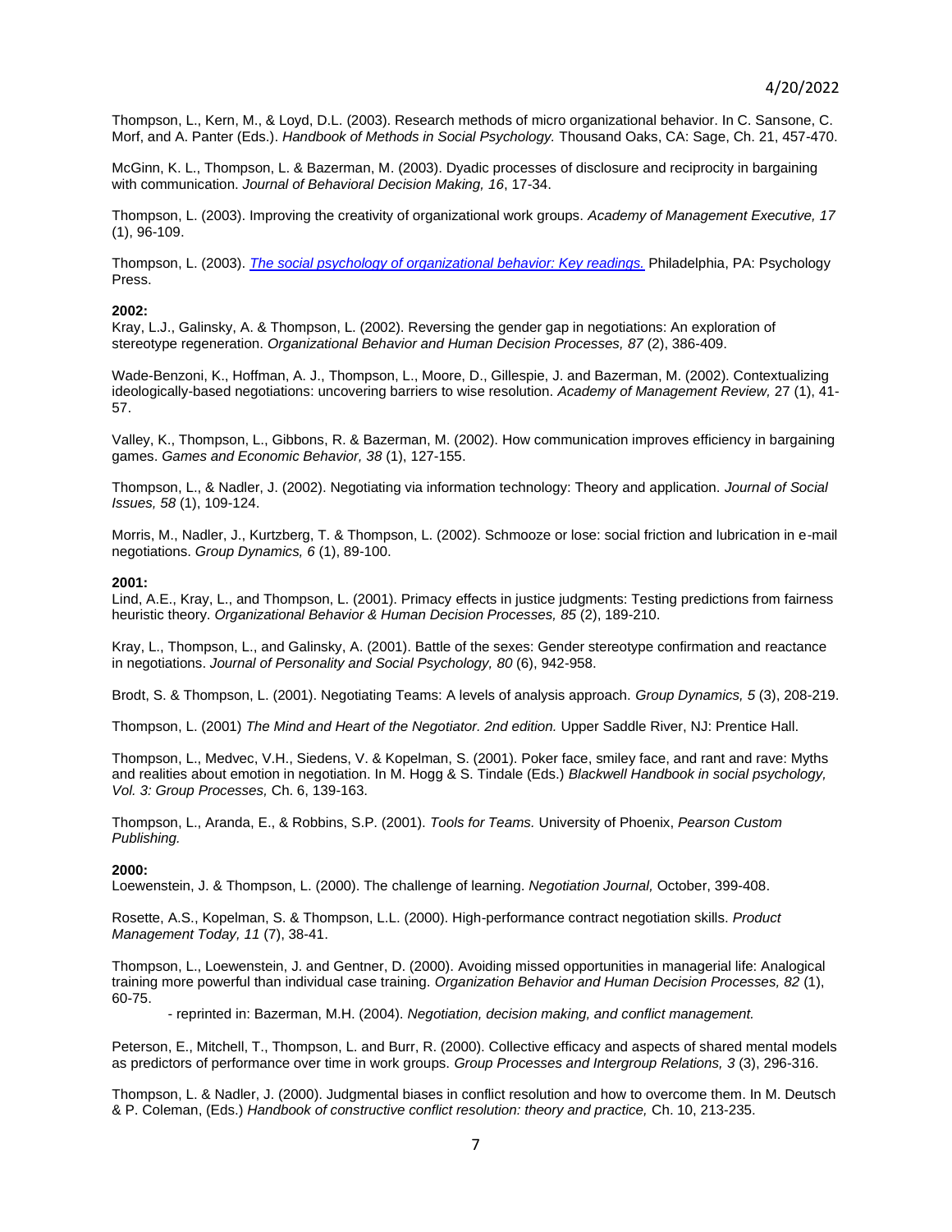Thompson, L., Kern, M., & Loyd, D.L. (2003). Research methods of micro organizational behavior. In C. Sansone, C. Morf, and A. Panter (Eds.). *Handbook of Methods in Social Psychology.* Thousand Oaks, CA: Sage, Ch. 21, 457-470.

McGinn, K. L., Thompson, L. & Bazerman, M. (2003). Dyadic processes of disclosure and reciprocity in bargaining with communication. *Journal of Behavioral Decision Making, 16*, 17-34.

Thompson, L. (2003). Improving the creativity of organizational work groups. *Academy of Management Executive, 17* (1), 96-109.

Thompson, L. (2003). *The social psychology of organizational behavior: Key readings.* Philadelphia, PA: Psychology Press.

**2002:**

Kray, L.J., Galinsky, A. & Thompson, L. (2002). Reversing the gender gap in negotiations: An exploration of stereotype regeneration. *Organizational Behavior and Human Decision Processes, 87* (2), 386-409.

Wade-Benzoni, K., Hoffman, A. J., Thompson, L., Moore, D., Gillespie, J. and Bazerman, M. (2002). Contextualizing ideologically-based negotiations: uncovering barriers to wise resolution. *Academy of Management Review,* 27 (1), 41-57.

Valley, K., Thompson, L., Gibbons, R. & Bazerman, M. (2002). How communication improves efficiency in bargaining games. *Games and Economic Behavior, 38* (1), 127-155.

Thompson, L., & Nadler, J. (2002). Negotiating via information technology: Theory and application. *Journal of Social Issues, 58* (1), 109-124.

Morris, M., Nadler, J., Kurtzberg, T. & Thompson, L. (2002). Schmooze or lose: social friction and lubrication in e-mail negotiations. *Group Dynamics, 6* (1), 89-100.

**2001:**

Lind, A.E., Kray, L., and Thompson, L. (2001). Primacy effects in justice judgments: Testing predictions from fairness heuristic theory. *Organizational Behavior & Human Decision Processes, 85* (2), 189-210.

Kray, L., Thompson, L., and Galinsky, A. (2001). Battle of the sexes: Gender stereotype confirmation and reactance in negotiations. *Journal of Personality and Social Psychology, 80* (6), 942-958.

Brodt, S. & Thompson, L. (2001). Negotiating Teams: A levels of analysis approach. *Group Dynamics, 5* (3), 208-219.

Thompson, L. (2001) *The Mind and Heart of the Negotiator. 2nd edition.* Upper Saddle River, NJ: Prentice Hall.

Thompson, L., Medvec, V.H., Siedens, V. & Kopelman, S. (2001). Poker face, smiley face, and rant and rave: Myths and realities about emotion in negotiation. In M. Hogg & S. Tindale (Eds.) *Blackwell Handbook in social psychology, Vol. 3: Group Processes,* Ch. 6, 139-163.

Thompson, L., Aranda, E., & Robbins, S.P. (2001). *Tools for Teams.* University of Phoenix, *Pearson Custom Publishing.*

**2000:**

Loewenstein, J. & Thompson, L. (2000). The challenge of learning. *Negotiation Journal,* October, 399-408.

Rosette, A.S., Kopelman, S. & Thompson, L.L. (2000). High-performance contract negotiation skills. *Product Management Today, 11* (7), 38-41.

Thompson, L., Loewenstein, J. and Gentner, D. (2000). Avoiding missed opportunities in managerial life: Analogical training more powerful than individual case training. *Organization Behavior and Human Decision Processes, 82* (1), 60-75.

- reprinted in: Bazerman, M.H. (2004). *Negotiation, decision making, and conflict management.*

Peterson, E., Mitchell, T., Thompson, L. and Burr, R. (2000). Collective efficacy and aspects of shared mental models as predictors of performance over time in work groups. *Group Processes and Intergroup Relations, 3* (3), 296-316.

Thompson, L. & Nadler, J. (2000). Judgmental biases in conflict resolution and how to overcome them. In M. Deutsch & P. Coleman, (Eds.) *Handbook of constructive conflict resolution: theory and practice,* Ch. 10, 213-235.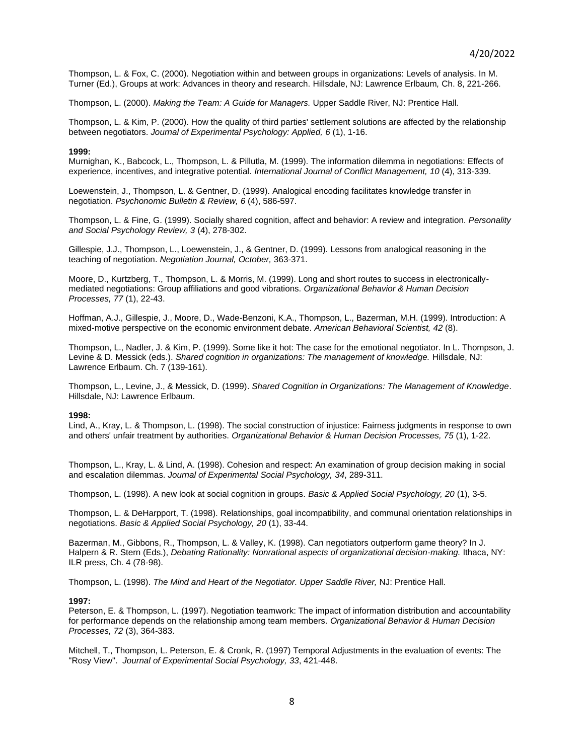Thompson, L. & Fox, C. (2000). Negotiation within and between groups in organizations: Levels of analysis. In M. Turner (Ed.), Groups at work: Advances in theory and research. Hillsdale, NJ: Lawrence Erlbaum*,* Ch. 8, 221-266.

Thompson, L. (2000). *Making the Team: A Guide for Managers.* Upper Saddle River, NJ: Prentice Hall*.*

Thompson, L. & Kim, P. (2000). How the quality of third parties' settlement solutions are affected by the relationship between negotiators. *Journal of Experimental Psychology: Applied, 6* (1), 1-16.

**1999:**

Murnighan, K., Babcock, L., Thompson, L. & Pillutla, M. (1999). The information dilemma in negotiations: Effects of experience, incentives, and integrative potential. *International Journal of Conflict Management, 10* (4), 313-339.

Loewenstein, J., Thompson, L. & Gentner, D. (1999). Analogical encoding facilitates knowledge transfer in negotiation. *Psychonomic Bulletin & Review, 6* (4), 586-597.

Thompson, L. & Fine, G. (1999). Socially shared cognition, affect and behavior: A review and integration. *Personality and Social Psychology Review, 3* (4), 278-302.

Gillespie, J.J., Thompson, L., Loewenstein, J., & Gentner, D. (1999). Lessons from analogical reasoning in the teaching of negotiation. *Negotiation Journal, October,* 363-371.

Moore, D., Kurtzberg, T., Thompson, L. & Morris, M. (1999). Long and short routes to success in electronically-mediated negotiations: Group affiliations and good vibrations. *Organizational Behavior & Human Decision Processes, 77* (1), 22-43.

Hoffman, A.J., Gillespie, J., Moore, D., Wade-Benzoni, K.A., Thompson, L., Bazerman, M.H. (1999). Introduction: A mixed-motive perspective on the economic environment debate. *American Behavioral Scientist, 42* (8).

Thompson, L., Nadler, J. & Kim, P. (1999). Some like it hot: The case for the emotional negotiator. In L. Thompson, J. Levine & D. Messick (eds.). *Shared cognition in organizations: The management of knowledge.* Hillsdale, NJ: Lawrence Erlbaum. Ch. 7 (139-161).

Thompson, L., Levine, J., & Messick, D. (1999). *Shared Cognition in Organizations: The Management of Knowledge*. Hillsdale, NJ: Lawrence Erlbaum.

**1998:**

Lind, A., Kray, L. & Thompson, L. (1998). The social construction of injustice: Fairness judgments in response to own and others' unfair treatment by authorities. *Organizational Behavior & Human Decision Processes, 75* (1), 1-22.

Thompson, L., Kray, L. & Lind, A. (1998). Cohesion and respect: An examination of group decision making in social and escalation dilemmas. *Journal of Experimental Social Psychology, 34*, 289-311.

Thompson, L. (1998). A new look at social cognition in groups. *Basic & Applied Social Psychology, 20* (1), 3-5.

Thompson, L. & DeHarpport, T. (1998). Relationships, goal incompatibility, and communal orientation relationships in negotiations. *Basic & Applied Social Psychology, 20* (1), 33-44.

Bazerman, M., Gibbons, R., Thompson, L. & Valley, K. (1998). Can negotiators outperform game theory? In J. Halpern & R. Stern (Eds.), *Debating Rationality: Nonrational aspects of organizational decision-making.* Ithaca, NY: ILR press, Ch. 4 (78-98).

Thompson, L. (1998). *The Mind and Heart of the Negotiator. Upper Saddle River,* NJ: Prentice Hall.

**1997:**

Peterson, E. & Thompson, L. (1997). Negotiation teamwork: The impact of information distribution and accountability for performance depends on the relationship among team members. *Organizational Behavior & Human Decision Processes, 72* (3), 364-383.

Mitchell, T., Thompson, L. Peterson, E. & Cronk, R. (1997) Temporal Adjustments in the evaluation of events: The "Rosy View". *Journal of Experimental Social Psychology, 33*, 421-448.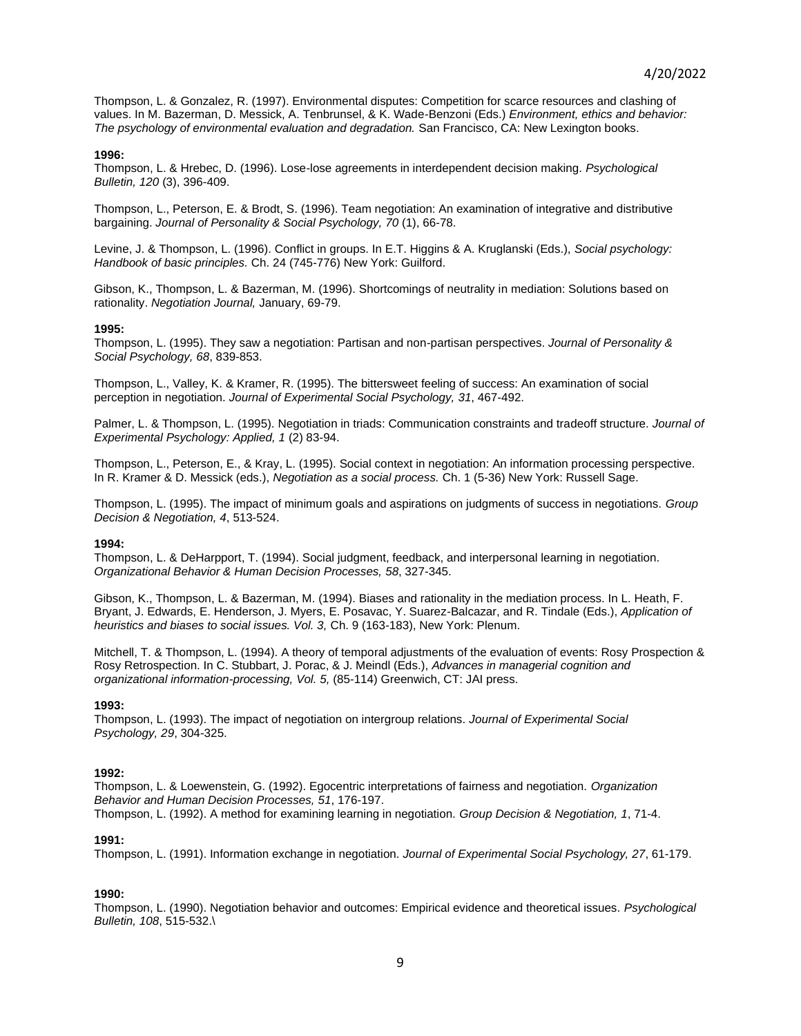Thompson, L. & Gonzalez, R. (1997). Environmental disputes: Competition for scarce resources and clashing of values. In M. Bazerman, D. Messick, A. Tenbrunsel, & K. Wade-Benzoni (Eds.) *Environment, ethics and behavior: The psychology of environmental evaluation and degradation.* San Francisco, CA: New Lexington books.

**1996:**

Thompson, L. & Hrebec, D. (1996). Lose-lose agreements in interdependent decision making. *Psychological Bulletin, 120* (3), 396-409.

Thompson, L., Peterson, E. & Brodt, S. (1996). Team negotiation: An examination of integrative and distributive bargaining. *Journal of Personality & Social Psychology, 70* (1), 66-78.

Levine, J. & Thompson, L. (1996). Conflict in groups. In E.T. Higgins & A. Kruglanski (Eds.), *Social psychology: Handbook of basic principles.* Ch. 24 (745-776) New York: Guilford.

Gibson, K., Thompson, L. & Bazerman, M. (1996). Shortcomings of neutrality in mediation: Solutions based on rationality. *Negotiation Journal,* January, 69-79.

**1995:**

Thompson, L. (1995). They saw a negotiation: Partisan and non-partisan perspectives. *Journal of Personality & Social Psychology, 68*, 839-853.

Thompson, L., Valley, K. & Kramer, R. (1995). The bittersweet feeling of success: An examination of social perception in negotiation. *Journal of Experimental Social Psychology, 31*, 467-492.

Palmer, L. & Thompson, L. (1995). Negotiation in triads: Communication constraints and tradeoff structure. *Journal of Experimental Psychology: Applied, 1* (2) 83-94.

Thompson, L., Peterson, E., & Kray, L. (1995). Social context in negotiation: An information processing perspective. In R. Kramer & D. Messick (eds.), *Negotiation as a social process.* Ch. 1 (5-36) New York: Russell Sage.

Thompson, L. (1995). The impact of minimum goals and aspirations on judgments of success in negotiations. *Group Decision & Negotiation, 4*, 513-524.

**1994:**

Thompson, L. & DeHarpport, T. (1994). Social judgment, feedback, and interpersonal learning in negotiation. *Organizational Behavior & Human Decision Processes, 58*, 327-345.

Gibson, K., Thompson, L. & Bazerman, M. (1994). Biases and rationality in the mediation process. In L. Heath, F. Bryant, J. Edwards, E. Henderson, J. Myers, E. Posavac, Y. Suarez-Balcazar, and R. Tindale (Eds.), *Application of heuristics and biases to social issues. Vol. 3,* Ch. 9 (163-183), New York: Plenum.

Mitchell, T. & Thompson, L. (1994). A theory of temporal adjustments of the evaluation of events: Rosy Prospection & Rosy Retrospection. In C. Stubbart, J. Porac, & J. Meindl (Eds.), *Advances in managerial cognition and organizational information-processing, Vol. 5,* (85-114) Greenwich, CT: JAI press.

**1993:**

Thompson, L. (1993). The impact of negotiation on intergroup relations. *Journal of Experimental Social Psychology, 29*, 304-325.

**1992:**

Thompson, L. & Loewenstein, G. (1992). Egocentric interpretations of fairness and negotiation. *Organization Behavior and Human Decision Processes, 51*, 176-197.

Thompson, L. (1992). A method for examining learning in negotiation. *Group Decision & Negotiation, 1*, 71-4.

**1991:**

Thompson, L. (1991). Information exchange in negotiation. *Journal of Experimental Social Psychology, 27*, 61-179.

**1990:**

Thompson, L. (1990). Negotiation behavior and outcomes: Empirical evidence and theoretical issues. *Psychological Bulletin, 108*, 515-532.\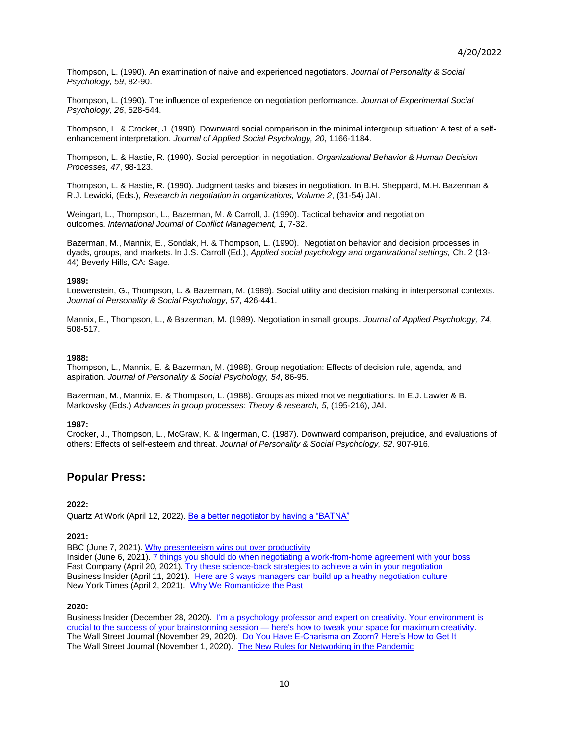Thompson, L. (1990). An examination of naive and experienced negotiators. *Journal of Personality & Social Psychology, 59*, 82-90.

Thompson, L. (1990). The influence of experience on negotiation performance. *Journal of Experimental Social Psychology, 26*, 528-544.

Thompson, L. & Crocker, J. (1990). Downward social comparison in the minimal intergroup situation: A test of a self-enhancement interpretation. *Journal of Applied Social Psychology, 20*, 1166-1184.

Thompson, L. & Hastie, R. (1990). Social perception in negotiation. *Organizational Behavior & Human Decision Processes, 47*, 98-123.

Thompson, L. & Hastie, R. (1990). Judgment tasks and biases in negotiation. In B.H. Sheppard, M.H. Bazerman & R.J. Lewicki, (Eds.), *Research in negotiation in organizations, Volume 2*, (31-54) JAI.

Weingart, L., Thompson, L., Bazerman, M. & Carroll, J. (1990). Tactical behavior and negotiation outcomes. *International Journal of Conflict Management, 1*, 7-32.

Bazerman, M., Mannix, E., Sondak, H. & Thompson, L. (1990). Negotiation behavior and decision processes in dyads, groups, and markets. In J.S. Carroll (Ed.), *Applied social psychology and organizational settings,* Ch. 2 (13-44) Beverly Hills, CA: Sage.

**1989:**
Loewenstein, G., Thompson, L. & Bazerman, M. (1989). Social utility and decision making in interpersonal contexts. *Journal of Personality & Social Psychology, 57*, 426-441.

Mannix, E., Thompson, L., & Bazerman, M. (1989). Negotiation in small groups. *Journal of Applied Psychology, 74*, 508-517.

**1988:**
Thompson, L., Mannix, E. & Bazerman, M. (1988). Group negotiation: Effects of decision rule, agenda, and aspiration. *Journal of Personality & Social Psychology, 54*, 86-95.

Bazerman, M., Mannix, E. & Thompson, L. (1988). Groups as mixed motive negotiations. In E.J. Lawler & B. Markovsky (Eds.) *Advances in group processes: Theory & research, 5*, (195-216), JAI.

**1987:**
Crocker, J., Thompson, L., McGraw, K. & Ingerman, C. (1987). Downward comparison, prejudice, and evaluations of others: Effects of self-esteem and threat. *Journal of Personality & Social Psychology, 52*, 907-916.

## Popular Press:

**2022:**
Quartz At Work (April 12, 2022). Be a better negotiator by having a "BATNA"

**2021:**
BBC (June 7, 2021). Why presenteeism wins out over productivity
Insider (June 6, 2021). 7 things you should do when negotiating a work-from-home agreement with your boss
Fast Company (April 20, 2021). Try these science-back strategies to achieve a win in your negotiation
Business Insider (April 11, 2021). Here are 3 ways managers can build up a heathy negotiation culture
New York Times (April 2, 2021). Why We Romanticize the Past

**2020:**
Business Insider (December 28, 2020). I'm a psychology professor and expert on creativity. Your environment is crucial to the success of your brainstorming session — here's how to tweak your space for maximum creativity.
The Wall Street Journal (November 29, 2020). Do You Have E-Charisma on Zoom? Here's How to Get It
The Wall Street Journal (November 1, 2020). The New Rules for Networking in the Pandemic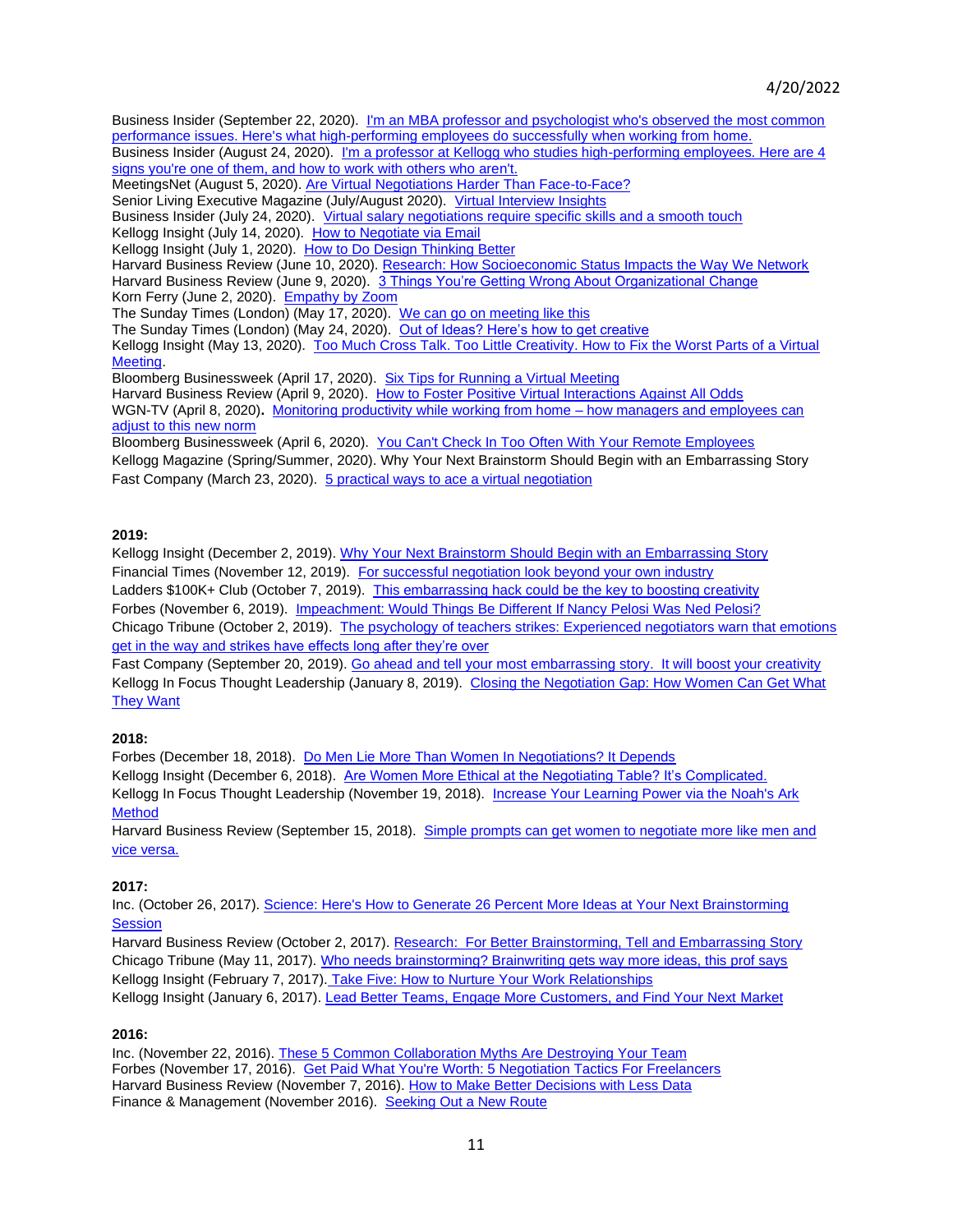Business Insider (September 22, 2020). I'm an MBA professor and psychologist who's observed the most common performance issues. Here's what high-performing employees do successfully when working from home.
Business Insider (August 24, 2020). I'm a professor at Kellogg who studies high-performing employees. Here are 4 signs you're one of them, and how to work with others who aren't.
MeetingsNet (August 5, 2020). Are Virtual Negotiations Harder Than Face-to-Face?
Senior Living Executive Magazine (July/August 2020). Virtual Interview Insights
Business Insider (July 24, 2020). Virtual salary negotiations require specific skills and a smooth touch
Kellogg Insight (July 14, 2020). How to Negotiate via Email
Kellogg Insight (July 1, 2020). How to Do Design Thinking Better
Harvard Business Review (June 10, 2020). Research: How Socioeconomic Status Impacts the Way We Network
Harvard Business Review (June 9, 2020). 3 Things You're Getting Wrong About Organizational Change
Korn Ferry (June 2, 2020). Empathy by Zoom
The Sunday Times (London) (May 17, 2020). We can go on meeting like this
The Sunday Times (London) (May 24, 2020). Out of Ideas? Here's how to get creative
Kellogg Insight (May 13, 2020). Too Much Cross Talk. Too Little Creativity. How to Fix the Worst Parts of a Virtual Meeting.
Bloomberg Businessweek (April 17, 2020). Six Tips for Running a Virtual Meeting
Harvard Business Review (April 9, 2020). How to Foster Positive Virtual Interactions Against All Odds
WGN-TV (April 8, 2020). Monitoring productivity while working from home – how managers and employees can adjust to this new norm
Bloomberg Businessweek (April 6, 2020). You Can't Check In Too Often With Your Remote Employees
Kellogg Magazine (Spring/Summer, 2020). Why Your Next Brainstorm Should Begin with an Embarrassing Story
Fast Company (March 23, 2020). 5 practical ways to ace a virtual negotiation

**2019:**
Kellogg Insight (December 2, 2019). Why Your Next Brainstorm Should Begin with an Embarrassing Story
Financial Times (November 12, 2019). For successful negotiation look beyond your own industry
Ladders $100K+ Club (October 7, 2019). This embarrassing hack could be the key to boosting creativity
Forbes (November 6, 2019). Impeachment: Would Things Be Different If Nancy Pelosi Was Ned Pelosi?
Chicago Tribune (October 2, 2019). The psychology of teachers strikes: Experienced negotiators warn that emotions get in the way and strikes have effects long after they're over
Fast Company (September 20, 2019). Go ahead and tell your most embarrassing story. It will boost your creativity
Kellogg In Focus Thought Leadership (January 8, 2019). Closing the Negotiation Gap: How Women Can Get What They Want

**2018:**
Forbes (December 18, 2018). Do Men Lie More Than Women In Negotiations? It Depends
Kellogg Insight (December 6, 2018). Are Women More Ethical at the Negotiating Table? It's Complicated.
Kellogg In Focus Thought Leadership (November 19, 2018). Increase Your Learning Power via the Noah's Ark Method
Harvard Business Review (September 15, 2018). Simple prompts can get women to negotiate more like men and vice versa.

**2017:**
Inc. (October 26, 2017). Science: Here's How to Generate 26 Percent More Ideas at Your Next Brainstorming Session
Harvard Business Review (October 2, 2017). Research: For Better Brainstorming, Tell and Embarrassing Story
Chicago Tribune (May 11, 2017). Who needs brainstorming? Brainwriting gets way more ideas, this prof says
Kellogg Insight (February 7, 2017). Take Five: How to Nurture Your Work Relationships
Kellogg Insight (January 6, 2017). Lead Better Teams, Engage More Customers, and Find Your Next Market

**2016:**
Inc. (November 22, 2016). These 5 Common Collaboration Myths Are Destroying Your Team
Forbes (November 17, 2016). Get Paid What You're Worth: 5 Negotiation Tactics For Freelancers
Harvard Business Review (November 7, 2016). How to Make Better Decisions with Less Data
Finance & Management (November 2016). Seeking Out a New Route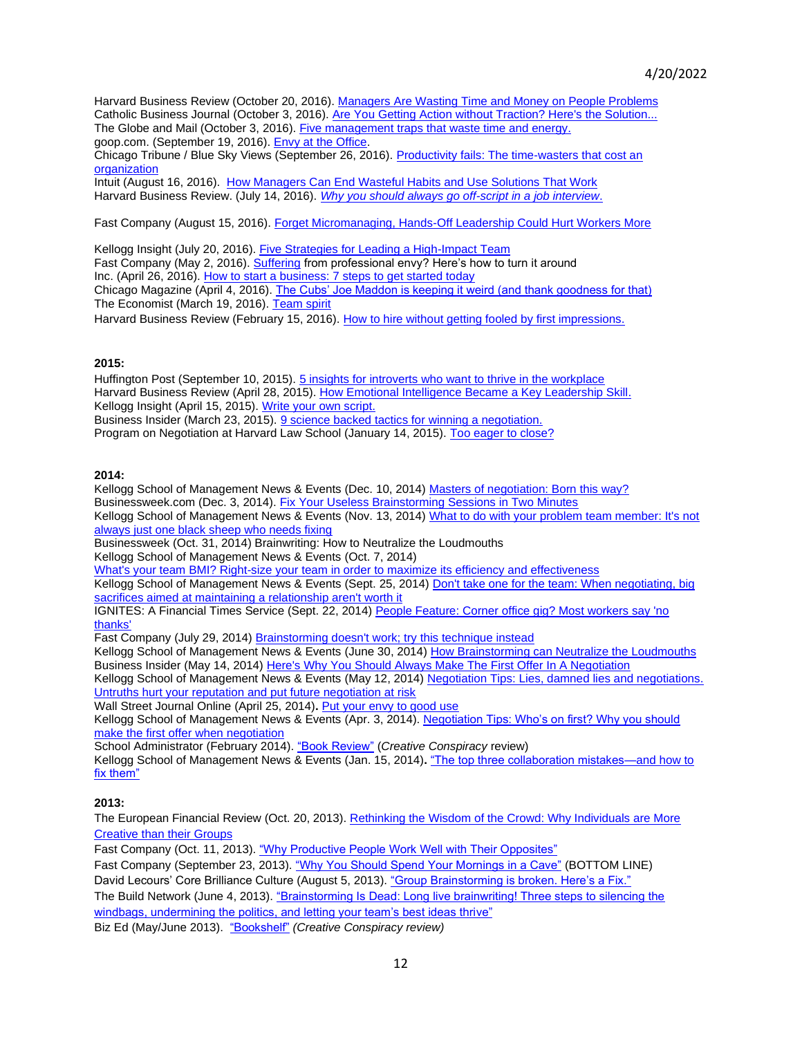Harvard Business Review (October 20, 2016). Managers Are Wasting Time and Money on People Problems
Catholic Business Journal (October 3, 2016). Are You Getting Action without Traction? Here's the Solution...
The Globe and Mail (October 3, 2016). Five management traps that waste time and energy.
goop.com. (September 19, 2016). Envy at the Office.
Chicago Tribune / Blue Sky Views (September 26, 2016). Productivity fails: The time-wasters that cost an organization
Intuit (August 16, 2016). How Managers Can End Wasteful Habits and Use Solutions That Work
Harvard Business Review. (July 14, 2016). *Why you should always go off-script in a job interview.*

Fast Company (August 15, 2016). Forget Micromanaging, Hands-Off Leadership Could Hurt Workers More

Kellogg Insight (July 20, 2016). Five Strategies for Leading a High-Impact Team
Fast Company (May 2, 2016). Suffering from professional envy? Here's how to turn it around
Inc. (April 26, 2016). How to start a business: 7 steps to get started today
Chicago Magazine (April 4, 2016). The Cubs' Joe Maddon is keeping it weird (and thank goodness for that)
The Economist (March 19, 2016). Team spirit
Harvard Business Review (February 15, 2016). How to hire without getting fooled by first impressions.

**2015:**

Huffington Post (September 10, 2015). 5 insights for introverts who want to thrive in the workplace
Harvard Business Review (April 28, 2015). How Emotional Intelligence Became a Key Leadership Skill.
Kellogg Insight (April 15, 2015). Write your own script.
Business Insider (March 23, 2015). 9 science backed tactics for winning a negotiation.
Program on Negotiation at Harvard Law School (January 14, 2015). Too eager to close?

**2014:**

Kellogg School of Management News & Events (Dec. 10, 2014) Masters of negotiation: Born this way?
Businessweek.com (Dec. 3, 2014). Fix Your Useless Brainstorming Sessions in Two Minutes
Kellogg School of Management News & Events (Nov. 13, 2014) What to do with your problem team member: It's not always just one black sheep who needs fixing
Businessweek (Oct. 31, 2014) Brainwriting: How to Neutralize the Loudmouths
Kellogg School of Management News & Events (Oct. 7, 2014)
What's your team BMI? Right-size your team in order to maximize its efficiency and effectiveness
Kellogg School of Management News & Events (Sept. 25, 2014) Don't take one for the team: When negotiating, big sacrifices aimed at maintaining a relationship aren't worth it
IGNITES: A Financial Times Service (Sept. 22, 2014) People Feature: Corner office gig? Most workers say 'no thanks'
Fast Company (July 29, 2014) Brainstorming doesn't work; try this technique instead
Kellogg School of Management News & Events (June 30, 2014) How Brainstorming can Neutralize the Loudmouths
Business Insider (May 14, 2014) Here's Why You Should Always Make The First Offer In A Negotiation
Kellogg School of Management News & Events (May 12, 2014) Negotiation Tips: Lies, damned lies and negotiations. Untruths hurt your reputation and put future negotiation at risk
Wall Street Journal Online (April 25, 2014)**.** Put your envy to good use
Kellogg School of Management News & Events (Apr. 3, 2014). Negotiation Tips: Who's on first? Why you should make the first offer when negotiation
School Administrator (February 2014). "Book Review" (*Creative Conspiracy* review)
Kellogg School of Management News & Events (Jan. 15, 2014)**.** "The top three collaboration mistakes—and how to fix them"

**2013:**

The European Financial Review (Oct. 20, 2013). Rethinking the Wisdom of the Crowd: Why Individuals are More Creative than their Groups
Fast Company (Oct. 11, 2013). "Why Productive People Work Well with Their Opposites"
Fast Company (September 23, 2013). "Why You Should Spend Your Mornings in a Cave" (BOTTOM LINE)
David Lecours' Core Brilliance Culture (August 5, 2013). "Group Brainstorming is broken. Here's a Fix."
The Build Network (June 4, 2013). "Brainstorming Is Dead: Long live brainwriting! Three steps to silencing the windbags, undermining the politics, and letting your team's best ideas thrive"
Biz Ed (May/June 2013). "Bookshelf" *(Creative Conspiracy review)*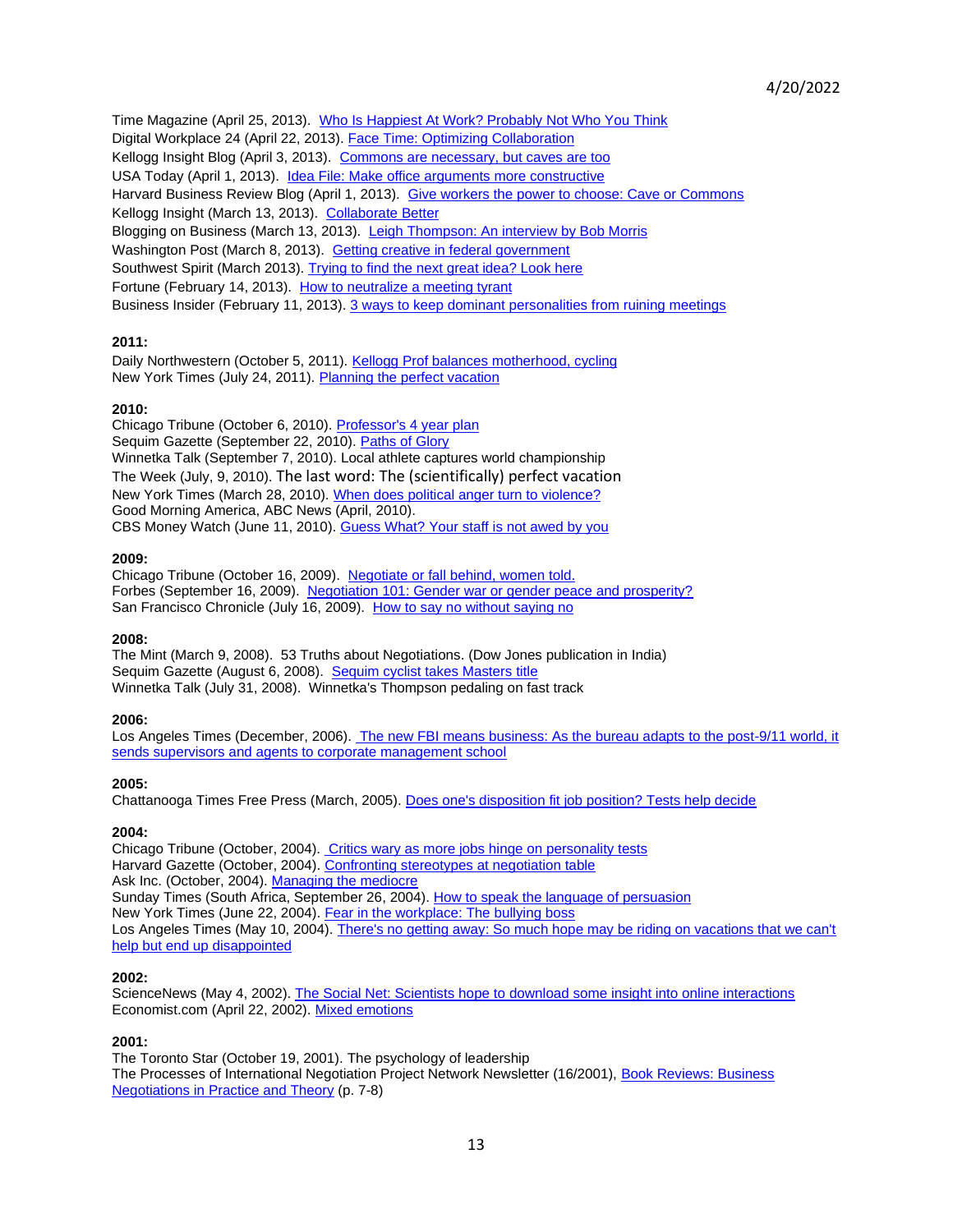Time Magazine (April 25, 2013). Who Is Happiest At Work? Probably Not Who You Think
Digital Workplace 24 (April 22, 2013). Face Time: Optimizing Collaboration
Kellogg Insight Blog (April 3, 2013). Commons are necessary, but caves are too
USA Today (April 1, 2013). Idea File: Make office arguments more constructive
Harvard Business Review Blog (April 1, 2013). Give workers the power to choose: Cave or Commons
Kellogg Insight (March 13, 2013). Collaborate Better
Blogging on Business (March 13, 2013). Leigh Thompson: An interview by Bob Morris
Washington Post (March 8, 2013). Getting creative in federal government
Southwest Spirit (March 2013). Trying to find the next great idea? Look here
Fortune (February 14, 2013). How to neutralize a meeting tyrant
Business Insider (February 11, 2013). 3 ways to keep dominant personalities from ruining meetings

**2011:**
Daily Northwestern (October 5, 2011). Kellogg Prof balances motherhood, cycling
New York Times (July 24, 2011). Planning the perfect vacation

**2010:**
Chicago Tribune (October 6, 2010). Professor's 4 year plan
Sequim Gazette (September 22, 2010). Paths of Glory
Winnetka Talk (September 7, 2010). Local athlete captures world championship
The Week (July, 9, 2010). The last word: The (scientifically) perfect vacation
New York Times (March 28, 2010). When does political anger turn to violence?
Good Morning America, ABC News (April, 2010).
CBS Money Watch (June 11, 2010). Guess What? Your staff is not awed by you

**2009:**
Chicago Tribune (October 16, 2009). Negotiate or fall behind, women told.
Forbes (September 16, 2009). Negotiation 101: Gender war or gender peace and prosperity?
San Francisco Chronicle (July 16, 2009). How to say no without saying no

**2008:**
The Mint (March 9, 2008). 53 Truths about Negotiations. (Dow Jones publication in India)
Sequim Gazette (August 6, 2008). Sequim cyclist takes Masters title
Winnetka Talk (July 31, 2008). Winnetka's Thompson pedaling on fast track

**2006:**
Los Angeles Times (December, 2006). The new FBI means business: As the bureau adapts to the post-9/11 world, it sends supervisors and agents to corporate management school

**2005:**
Chattanooga Times Free Press (March, 2005). Does one's disposition fit job position? Tests help decide

**2004:**
Chicago Tribune (October, 2004). Critics wary as more jobs hinge on personality tests
Harvard Gazette (October, 2004). Confronting stereotypes at negotiation table
Ask Inc. (October, 2004). Managing the mediocre
Sunday Times (South Africa, September 26, 2004). How to speak the language of persuasion
New York Times (June 22, 2004). Fear in the workplace: The bullying boss
Los Angeles Times (May 10, 2004). There's no getting away: So much hope may be riding on vacations that we can't help but end up disappointed

**2002:**
ScienceNews (May 4, 2002). The Social Net: Scientists hope to download some insight into online interactions
Economist.com (April 22, 2002). Mixed emotions

**2001:**
The Toronto Star (October 19, 2001). The psychology of leadership
The Processes of International Negotiation Project Network Newsletter (16/2001), Book Reviews: Business Negotiations in Practice and Theory (p. 7-8)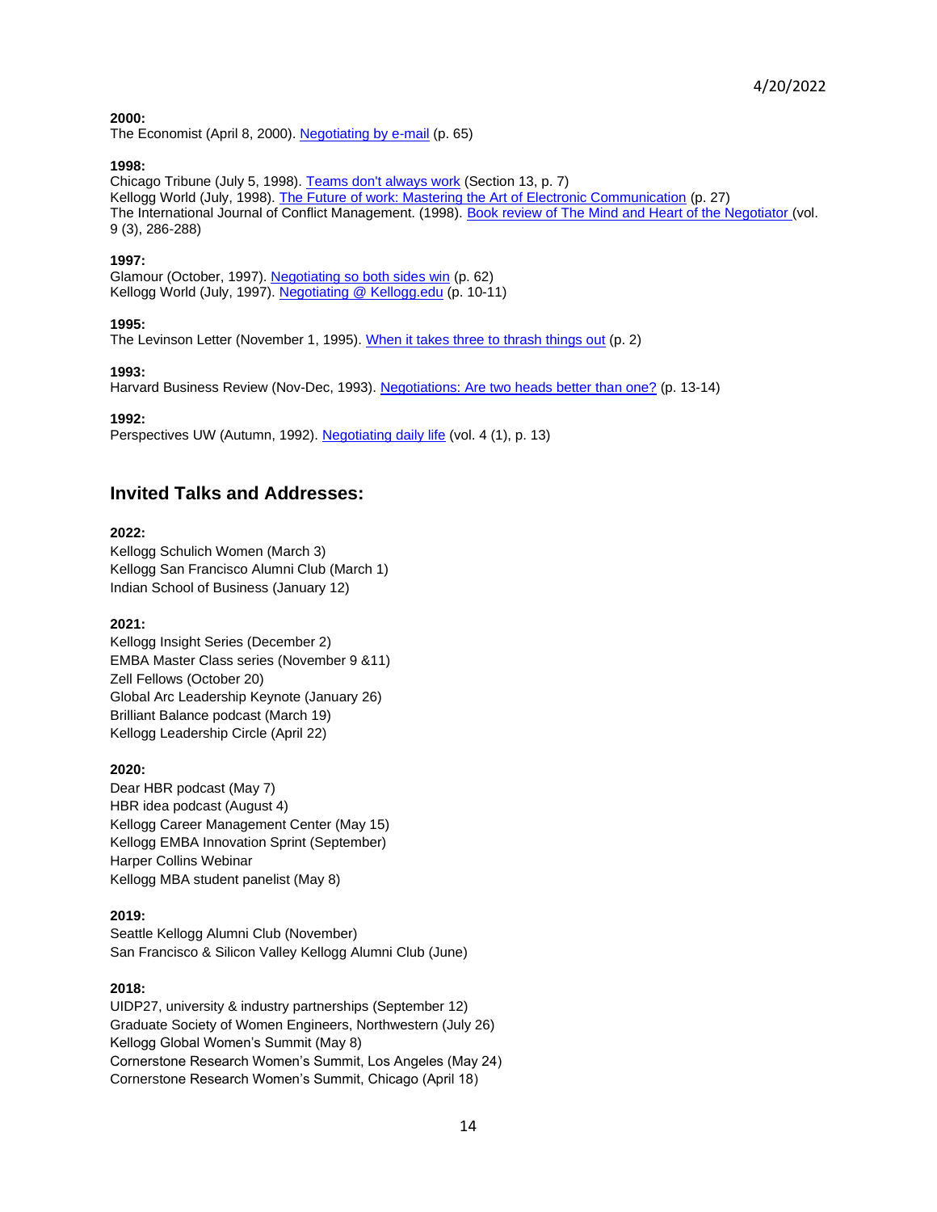**2000:**
The Economist (April 8, 2000). Negotiating by e-mail (p. 65)

**1998:**
Chicago Tribune (July 5, 1998). Teams don't always work (Section 13, p. 7)
Kellogg World (July, 1998). The Future of work: Mastering the Art of Electronic Communication (p. 27)
The International Journal of Conflict Management. (1998). Book review of The Mind and Heart of the Negotiator (vol. 9 (3), 286-288)

**1997:**
Glamour (October, 1997). Negotiating so both sides win (p. 62)
Kellogg World (July, 1997). Negotiating @ Kellogg.edu (p. 10-11)

**1995:**
The Levinson Letter (November 1, 1995). When it takes three to thrash things out (p. 2)

**1993:**
Harvard Business Review (Nov-Dec, 1993). Negotiations: Are two heads better than one? (p. 13-14)

**1992:**
Perspectives UW (Autumn, 1992). Negotiating daily life (vol. 4 (1), p. 13)

## Invited Talks and Addresses:

**2022:**
Kellogg Schulich Women (March 3)
Kellogg San Francisco Alumni Club (March 1)
Indian School of Business (January 12)

**2021:**
Kellogg Insight Series (December 2)
EMBA Master Class series (November 9 &11)
Zell Fellows (October 20)
Global Arc Leadership Keynote (January 26)
Brilliant Balance podcast (March 19)
Kellogg Leadership Circle (April 22)

**2020:**
Dear HBR podcast (May 7)
HBR idea podcast (August 4)
Kellogg Career Management Center (May 15)
Kellogg EMBA Innovation Sprint (September)
Harper Collins Webinar
Kellogg MBA student panelist (May 8)

**2019:**
Seattle Kellogg Alumni Club (November)
San Francisco & Silicon Valley Kellogg Alumni Club (June)

**2018:**
UIDP27, university & industry partnerships (September 12)
Graduate Society of Women Engineers, Northwestern (July 26)
Kellogg Global Women's Summit (May 8)
Cornerstone Research Women's Summit, Los Angeles (May 24)
Cornerstone Research Women's Summit, Chicago (April 18)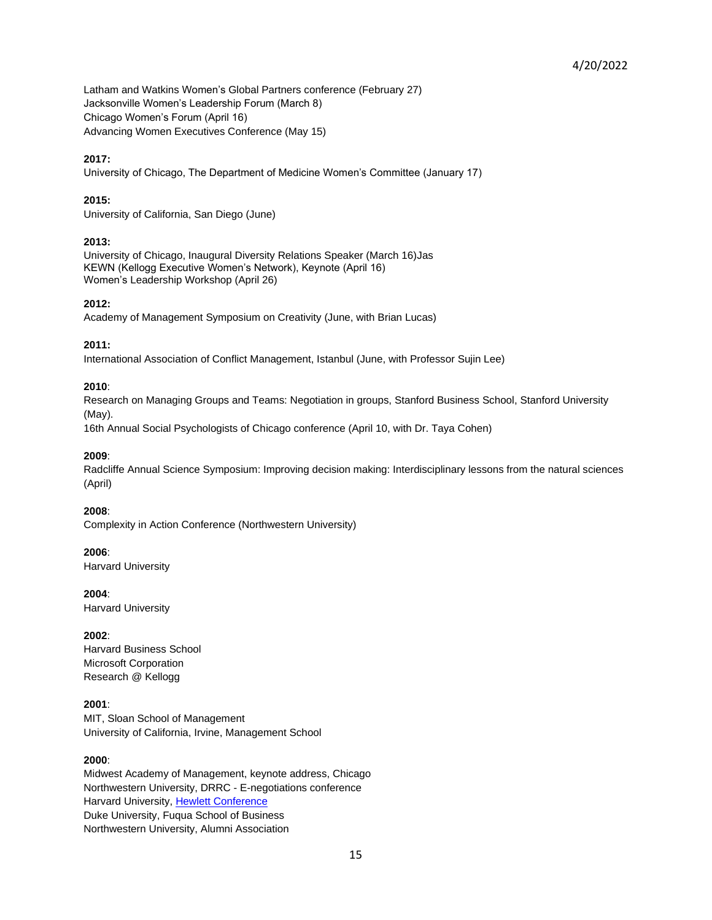Latham and Watkins Women's Global Partners conference (February 27)
Jacksonville Women's Leadership Forum (March 8)
Chicago Women's Forum (April 16)
Advancing Women Executives Conference (May 15)

**2017:**
University of Chicago, The Department of Medicine Women's Committee (January 17)

**2015:**
University of California, San Diego (June)

**2013:**
University of Chicago, Inaugural Diversity Relations Speaker (March 16)Jas
KEWN (Kellogg Executive Women's Network), Keynote (April 16)
Women's Leadership Workshop (April 26)

**2012:**
Academy of Management Symposium on Creativity (June, with Brian Lucas)

**2011:**
International Association of Conflict Management, Istanbul (June, with Professor Sujin Lee)

**2010**:
Research on Managing Groups and Teams: Negotiation in groups, Stanford Business School, Stanford University (May).
16th Annual Social Psychologists of Chicago conference (April 10, with Dr. Taya Cohen)

**2009**:
Radcliffe Annual Science Symposium: Improving decision making: Interdisciplinary lessons from the natural sciences (April)

**2008**:
Complexity in Action Conference (Northwestern University)

**2006**:
Harvard University

**2004**:
Harvard University

**2002**:
Harvard Business School
Microsoft Corporation
Research @ Kellogg

**2001**:
MIT, Sloan School of Management
University of California, Irvine, Management School

**2000**:
Midwest Academy of Management, keynote address, Chicago
Northwestern University, DRRC - E-negotiations conference
Harvard University, Hewlett Conference
Duke University, Fuqua School of Business
Northwestern University, Alumni Association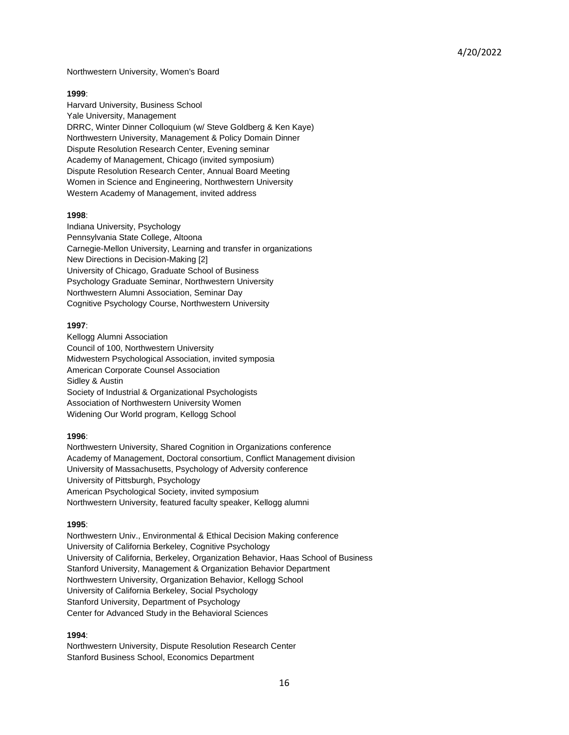Northwestern University, Women's Board

**1999**:

Harvard University, Business School
Yale University, Management
DRRC, Winter Dinner Colloquium (w/ Steve Goldberg & Ken Kaye)
Northwestern University, Management & Policy Domain Dinner
Dispute Resolution Research Center, Evening seminar
Academy of Management, Chicago (invited symposium)
Dispute Resolution Research Center, Annual Board Meeting
Women in Science and Engineering, Northwestern University
Western Academy of Management, invited address

**1998**:

Indiana University, Psychology
Pennsylvania State College, Altoona
Carnegie-Mellon University, Learning and transfer in organizations
New Directions in Decision-Making [2]
University of Chicago, Graduate School of Business
Psychology Graduate Seminar, Northwestern University
Northwestern Alumni Association, Seminar Day
Cognitive Psychology Course, Northwestern University

**1997**:

Kellogg Alumni Association
Council of 100, Northwestern University
Midwestern Psychological Association, invited symposia
American Corporate Counsel Association
Sidley & Austin
Society of Industrial & Organizational Psychologists
Association of Northwestern University Women
Widening Our World program, Kellogg School

**1996**:

Northwestern University, Shared Cognition in Organizations conference
Academy of Management, Doctoral consortium, Conflict Management division
University of Massachusetts, Psychology of Adversity conference
University of Pittsburgh, Psychology
American Psychological Society, invited symposium
Northwestern University, featured faculty speaker, Kellogg alumni

**1995**:

Northwestern Univ., Environmental & Ethical Decision Making conference
University of California Berkeley, Cognitive Psychology
University of California, Berkeley, Organization Behavior, Haas School of Business
Stanford University, Management & Organization Behavior Department
Northwestern University, Organization Behavior, Kellogg School
University of California Berkeley, Social Psychology
Stanford University, Department of Psychology
Center for Advanced Study in the Behavioral Sciences

**1994**:

Northwestern University, Dispute Resolution Research Center
Stanford Business School, Economics Department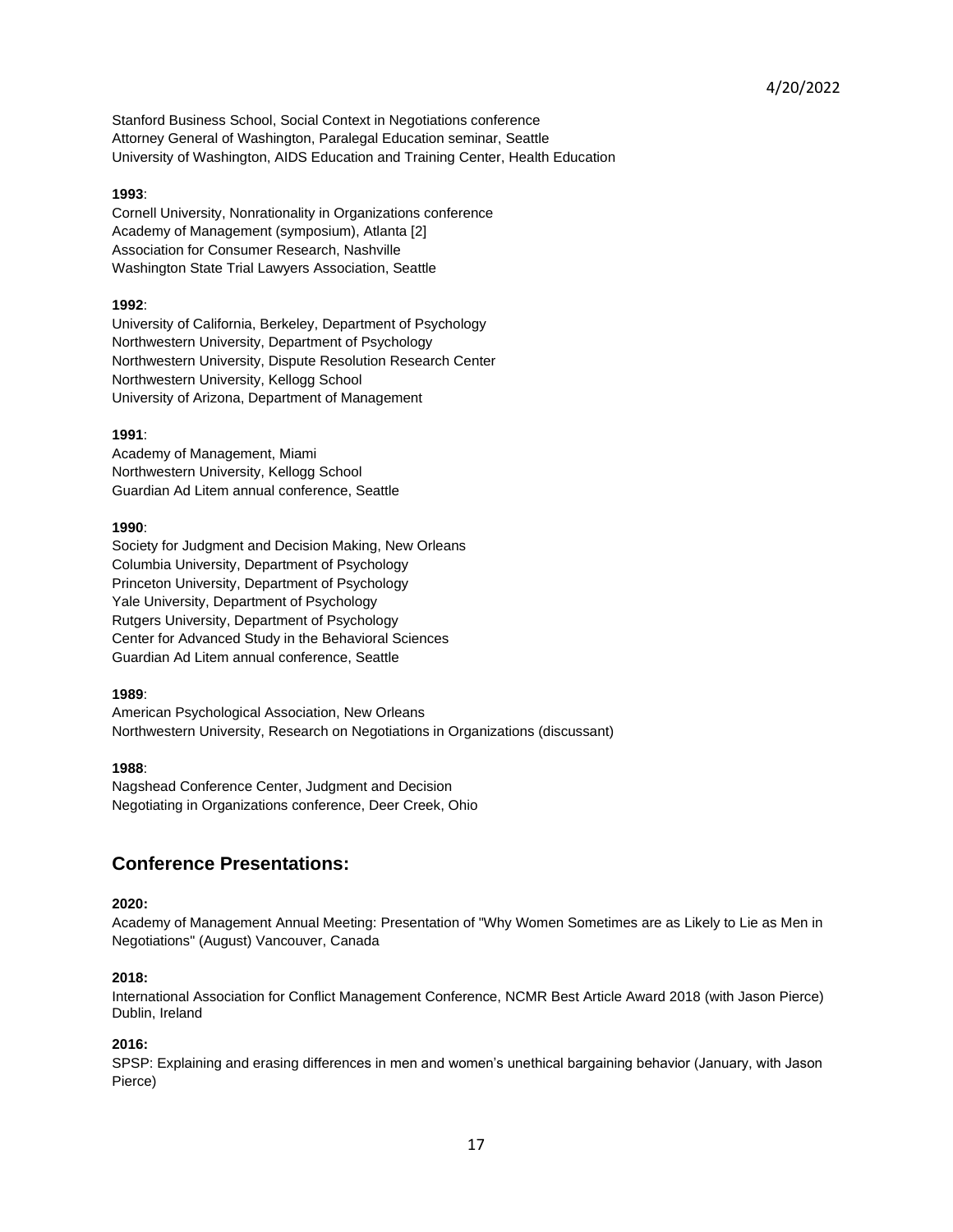Stanford Business School, Social Context in Negotiations conference
Attorney General of Washington, Paralegal Education seminar, Seattle
University of Washington, AIDS Education and Training Center, Health Education

**1993**:
Cornell University, Nonrationality in Organizations conference
Academy of Management (symposium), Atlanta [2]
Association for Consumer Research, Nashville
Washington State Trial Lawyers Association, Seattle

**1992**:
University of California, Berkeley, Department of Psychology
Northwestern University, Department of Psychology
Northwestern University, Dispute Resolution Research Center
Northwestern University, Kellogg School
University of Arizona, Department of Management

**1991**:
Academy of Management, Miami
Northwestern University, Kellogg School
Guardian Ad Litem annual conference, Seattle

**1990**:
Society for Judgment and Decision Making, New Orleans
Columbia University, Department of Psychology
Princeton University, Department of Psychology
Yale University, Department of Psychology
Rutgers University, Department of Psychology
Center for Advanced Study in the Behavioral Sciences
Guardian Ad Litem annual conference, Seattle

**1989**:
American Psychological Association, New Orleans
Northwestern University, Research on Negotiations in Organizations (discussant)

**1988**:
Nagshead Conference Center, Judgment and Decision
Negotiating in Organizations conference, Deer Creek, Ohio

## Conference Presentations:

**2020:**
Academy of Management Annual Meeting: Presentation of "Why Women Sometimes are as Likely to Lie as Men in Negotiations" (August) Vancouver, Canada

**2018:**
International Association for Conflict Management Conference, NCMR Best Article Award 2018 (with Jason Pierce) Dublin, Ireland

**2016:**
SPSP: Explaining and erasing differences in men and women's unethical bargaining behavior (January, with Jason Pierce)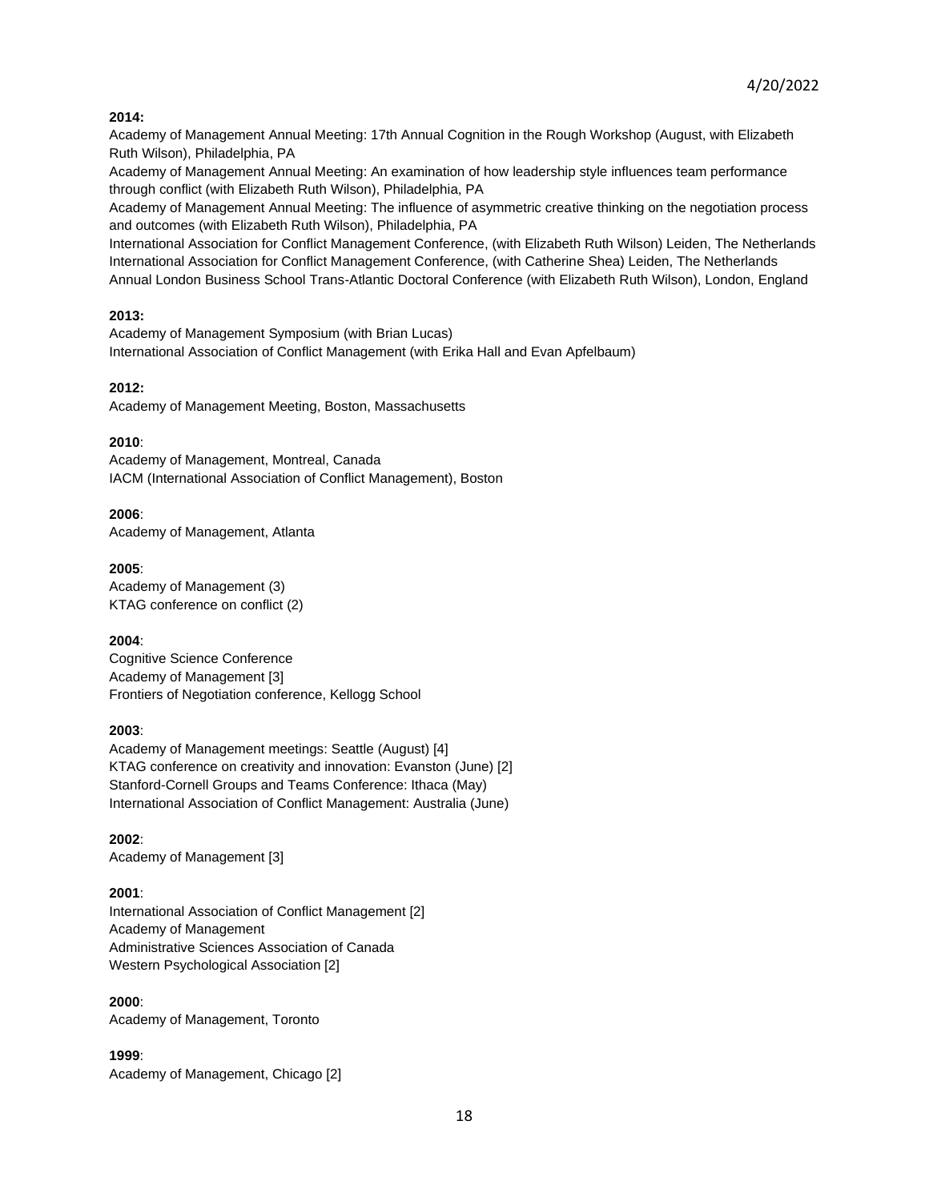**2014:**

Academy of Management Annual Meeting: 17th Annual Cognition in the Rough Workshop (August, with Elizabeth Ruth Wilson), Philadelphia, PA
Academy of Management Annual Meeting: An examination of how leadership style influences team performance through conflict (with Elizabeth Ruth Wilson), Philadelphia, PA
Academy of Management Annual Meeting: The influence of asymmetric creative thinking on the negotiation process and outcomes (with Elizabeth Ruth Wilson), Philadelphia, PA
International Association for Conflict Management Conference, (with Elizabeth Ruth Wilson) Leiden, The Netherlands
International Association for Conflict Management Conference, (with Catherine Shea) Leiden, The Netherlands
Annual London Business School Trans-Atlantic Doctoral Conference (with Elizabeth Ruth Wilson), London, England

**2013:**

Academy of Management Symposium (with Brian Lucas)
International Association of Conflict Management (with Erika Hall and Evan Apfelbaum)

**2012:**

Academy of Management Meeting, Boston, Massachusetts

**2010**:

Academy of Management, Montreal, Canada
IACM (International Association of Conflict Management), Boston

**2006**:

Academy of Management, Atlanta

**2005**:

Academy of Management (3)
KTAG conference on conflict (2)

**2004**:

Cognitive Science Conference
Academy of Management [3]
Frontiers of Negotiation conference, Kellogg School

**2003**:

Academy of Management meetings: Seattle (August) [4]
KTAG conference on creativity and innovation: Evanston (June) [2]
Stanford-Cornell Groups and Teams Conference: Ithaca (May)
International Association of Conflict Management: Australia (June)

**2002**:

Academy of Management [3]

**2001**:

International Association of Conflict Management [2]
Academy of Management
Administrative Sciences Association of Canada
Western Psychological Association [2]

**2000**:

Academy of Management, Toronto

**1999**:

Academy of Management, Chicago [2]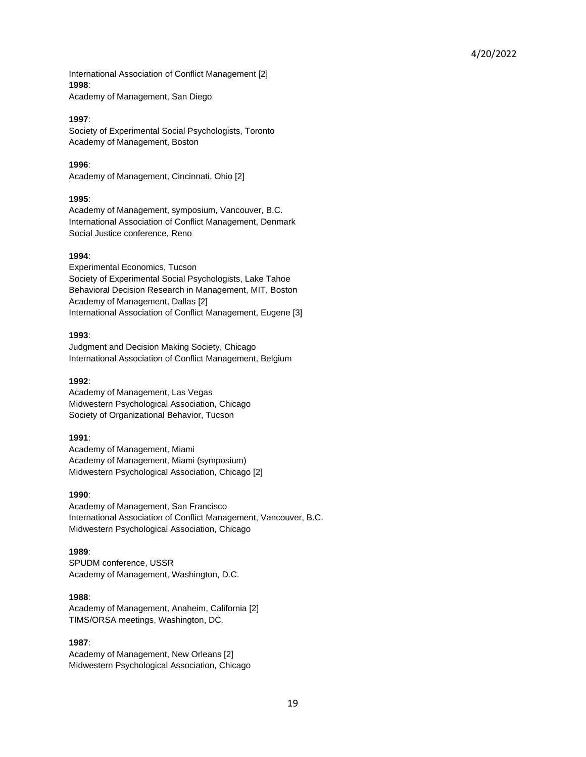International Association of Conflict Management [2]

**1998**:
Academy of Management, San Diego

**1997**:
Society of Experimental Social Psychologists, Toronto
Academy of Management, Boston

**1996**:
Academy of Management, Cincinnati, Ohio [2]

**1995**:
Academy of Management, symposium, Vancouver, B.C.
International Association of Conflict Management, Denmark
Social Justice conference, Reno

**1994**:
Experimental Economics, Tucson
Society of Experimental Social Psychologists, Lake Tahoe
Behavioral Decision Research in Management, MIT, Boston
Academy of Management, Dallas [2]
International Association of Conflict Management, Eugene [3]

**1993**:
Judgment and Decision Making Society, Chicago
International Association of Conflict Management, Belgium

**1992**:
Academy of Management, Las Vegas
Midwestern Psychological Association, Chicago
Society of Organizational Behavior, Tucson

**1991**:
Academy of Management, Miami
Academy of Management, Miami (symposium)
Midwestern Psychological Association, Chicago [2]

**1990**:
Academy of Management, San Francisco
International Association of Conflict Management, Vancouver, B.C.
Midwestern Psychological Association, Chicago

**1989**:
SPUDM conference, USSR
Academy of Management, Washington, D.C.

**1988**:
Academy of Management, Anaheim, California [2]
TIMS/ORSA meetings, Washington, DC.

**1987**:
Academy of Management, New Orleans [2]
Midwestern Psychological Association, Chicago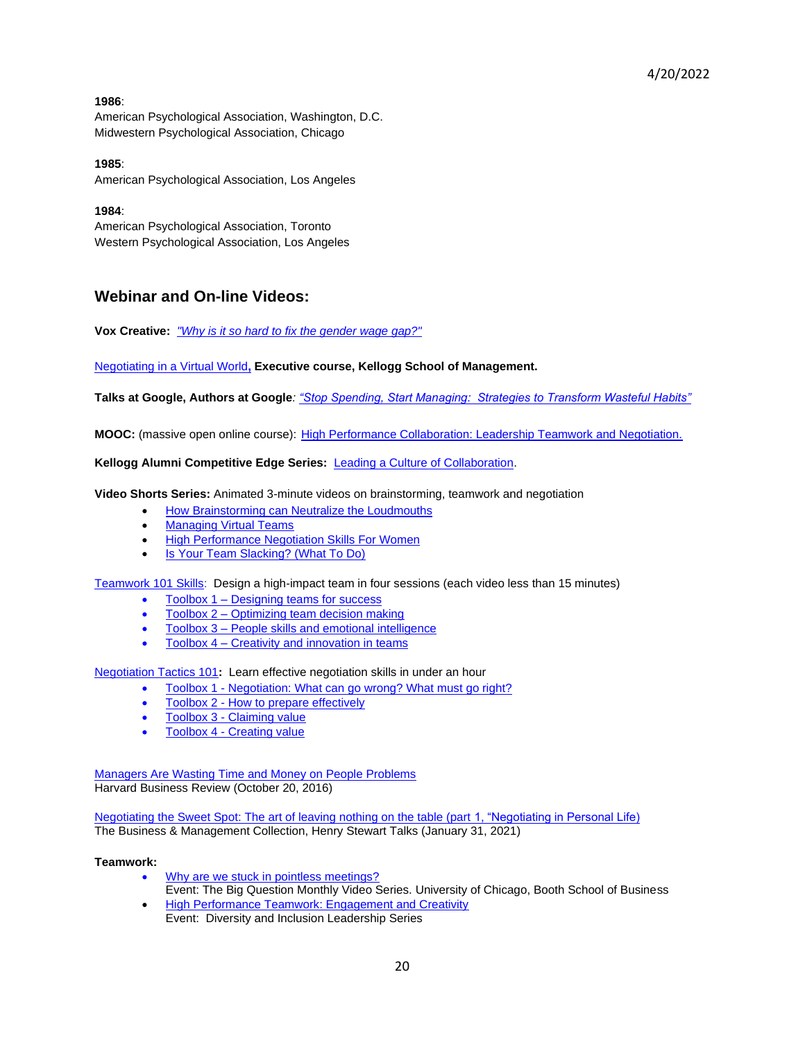**1986**:
American Psychological Association, Washington, D.C.
Midwestern Psychological Association, Chicago

**1985**:
American Psychological Association, Los Angeles

**1984**:
American Psychological Association, Toronto
Western Psychological Association, Los Angeles

## Webinar and On-line Videos:

**Vox Creative:** *"Why is it so hard to fix the gender wage gap?"*

Negotiating in a Virtual World**, Executive course, Kellogg School of Management.**

**Talks at Google, Authors at Google***: "Stop Spending, Start Managing: Strategies to Transform Wasteful Habits"*

**MOOC:** (massive open online course): High Performance Collaboration: Leadership Teamwork and Negotiation.

**Kellogg Alumni Competitive Edge Series:** Leading a Culture of Collaboration.

**Video Shorts Series:** Animated 3-minute videos on brainstorming, teamwork and negotiation

- How Brainstorming can Neutralize the Loudmouths
- Managing Virtual Teams
- High Performance Negotiation Skills For Women
- Is Your Team Slacking? (What To Do)

Teamwork 101 Skills: Design a high-impact team in four sessions (each video less than 15 minutes)

- Toolbox 1 – Designing teams for success
- Toolbox 2 – Optimizing team decision making
- Toolbox 3 – People skills and emotional intelligence
- Toolbox 4 – Creativity and innovation in teams

Negotiation Tactics 101**:** Learn effective negotiation skills in under an hour

- Toolbox 1 - Negotiation: What can go wrong? What must go right?
- Toolbox 2 - How to prepare effectively
- Toolbox 3 - Claiming value
- Toolbox 4 - Creating value

Managers Are Wasting Time and Money on People Problems
Harvard Business Review (October 20, 2016)

Negotiating the Sweet Spot: The art of leaving nothing on the table (part 1, "Negotiating in Personal Life)
The Business & Management Collection, Henry Stewart Talks (January 31, 2021)

**Teamwork:**

- Why are we stuck in pointless meetings?
  Event: The Big Question Monthly Video Series. University of Chicago, Booth School of Business
- High Performance Teamwork: Engagement and Creativity
  Event: Diversity and Inclusion Leadership Series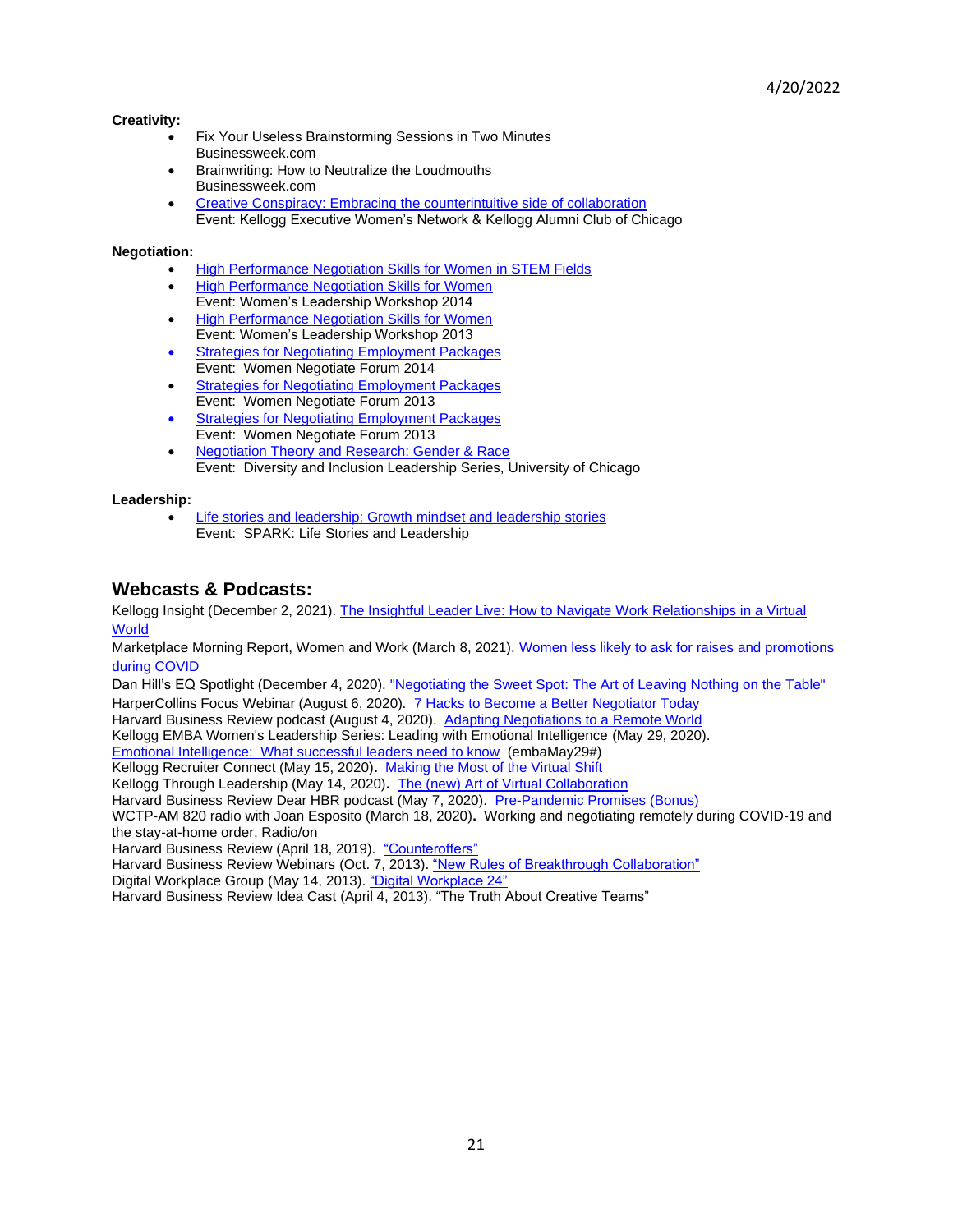**Creativity:**

- Fix Your Useless Brainstorming Sessions in Two Minutes
  Businessweek.com
- Brainwriting: How to Neutralize the Loudmouths
  Businessweek.com
- Creative Conspiracy: Embracing the counterintuitive side of collaboration
  Event: Kellogg Executive Women's Network & Kellogg Alumni Club of Chicago

**Negotiation:**

- High Performance Negotiation Skills for Women in STEM Fields
- High Performance Negotiation Skills for Women
  Event: Women's Leadership Workshop 2014
- High Performance Negotiation Skills for Women
  Event: Women's Leadership Workshop 2013
- Strategies for Negotiating Employment Packages
  Event: Women Negotiate Forum 2014
- Strategies for Negotiating Employment Packages
  Event: Women Negotiate Forum 2013
- Strategies for Negotiating Employment Packages
  Event: Women Negotiate Forum 2013
- Negotiation Theory and Research: Gender & Race
  Event: Diversity and Inclusion Leadership Series, University of Chicago

**Leadership:**

- Life stories and leadership: Growth mindset and leadership stories
  Event: SPARK: Life Stories and Leadership

## Webcasts & Podcasts:

Kellogg Insight (December 2, 2021). The Insightful Leader Live: How to Navigate Work Relationships in a Virtual World
Marketplace Morning Report, Women and Work (March 8, 2021). Women less likely to ask for raises and promotions during COVID
Dan Hill's EQ Spotlight (December 4, 2020). "Negotiating the Sweet Spot: The Art of Leaving Nothing on the Table"
HarperCollins Focus Webinar (August 6, 2020). 7 Hacks to Become a Better Negotiator Today
Harvard Business Review podcast (August 4, 2020). Adapting Negotiations to a Remote World
Kellogg EMBA Women's Leadership Series: Leading with Emotional Intelligence (May 29, 2020).
Emotional Intelligence: What successful leaders need to know (embaMay29#)
Kellogg Recruiter Connect (May 15, 2020). Making the Most of the Virtual Shift
Kellogg Through Leadership (May 14, 2020). The (new) Art of Virtual Collaboration
Harvard Business Review Dear HBR podcast (May 7, 2020). Pre-Pandemic Promises (Bonus)
WCTP-AM 820 radio with Joan Esposito (March 18, 2020). Working and negotiating remotely during COVID-19 and the stay-at-home order, Radio/on
Harvard Business Review (April 18, 2019). "Counteroffers"
Harvard Business Review Webinars (Oct. 7, 2013). "New Rules of Breakthrough Collaboration"
Digital Workplace Group (May 14, 2013). "Digital Workplace 24"
Harvard Business Review Idea Cast (April 4, 2013). "The Truth About Creative Teams"